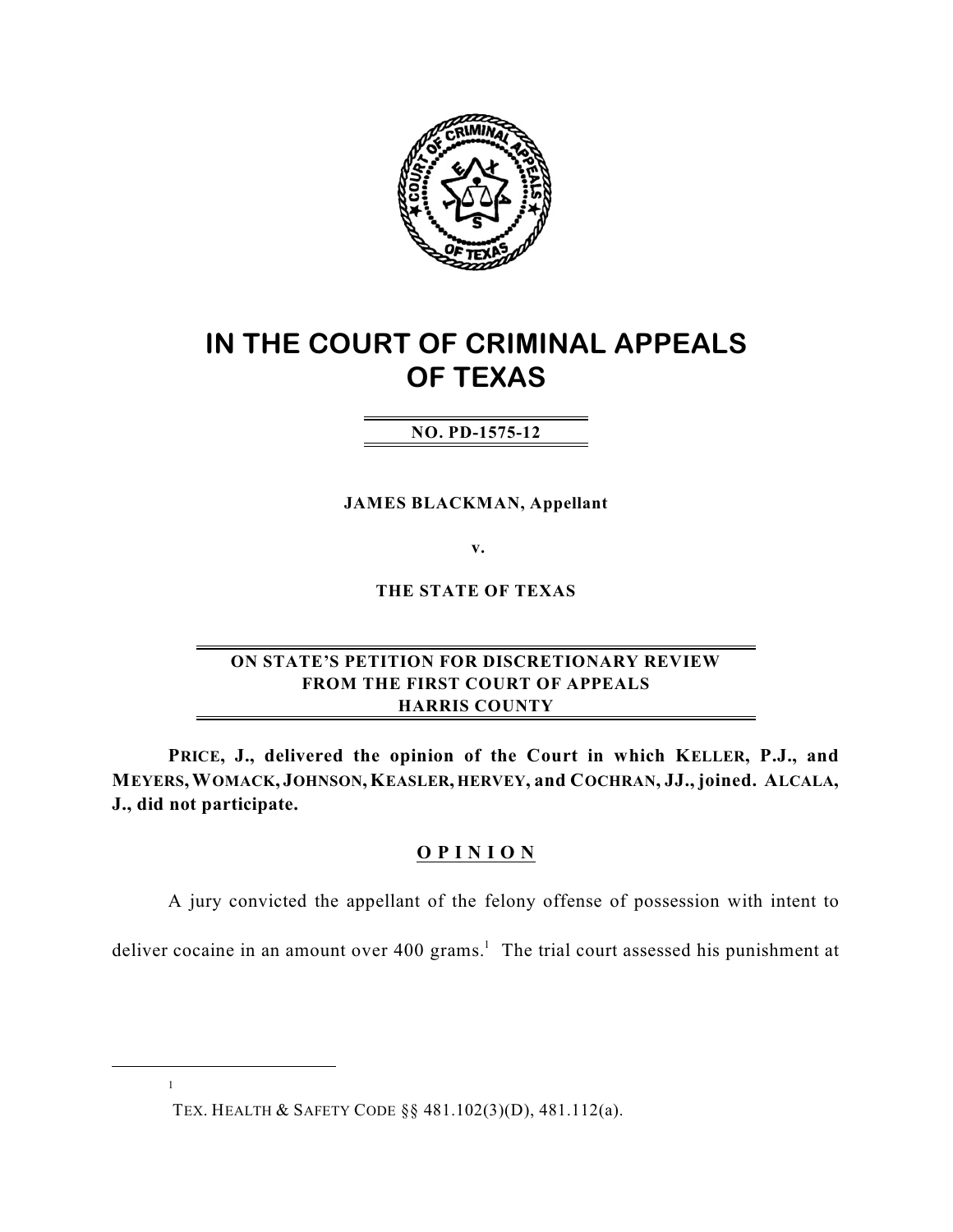# IN THE COURT OF CRIMINAL APPEALS OF TEXAS

**NO. PD-1575-12**

**JAMES BLACKMAN, Appellant**

**v.**

**THE STATE OF TEXAS**

**ON STATE'S PETITION FOR DISCRETIONARY REVIEW FROM THE FIRST COURT OF APPEALS HARRIS COUNTY**

**PRICE, J., delivered the opinion of the Court in which KELLER, P.J., and MEYERS, WOMACK, JOHNSON, KEASLER, HERVEY, and COCHRAN, JJ., joined. ALCALA, J., did not participate.**

## O P I N I O N

A jury convicted the appellant of the felony offense of possession with intent to deliver cocaine in an amount over 400 grams.[1] The trial court assessed his punishment at

---

[1] TEX. HEALTH & SAFETY CODE §§ 481.102(3)(D), 481.112(a).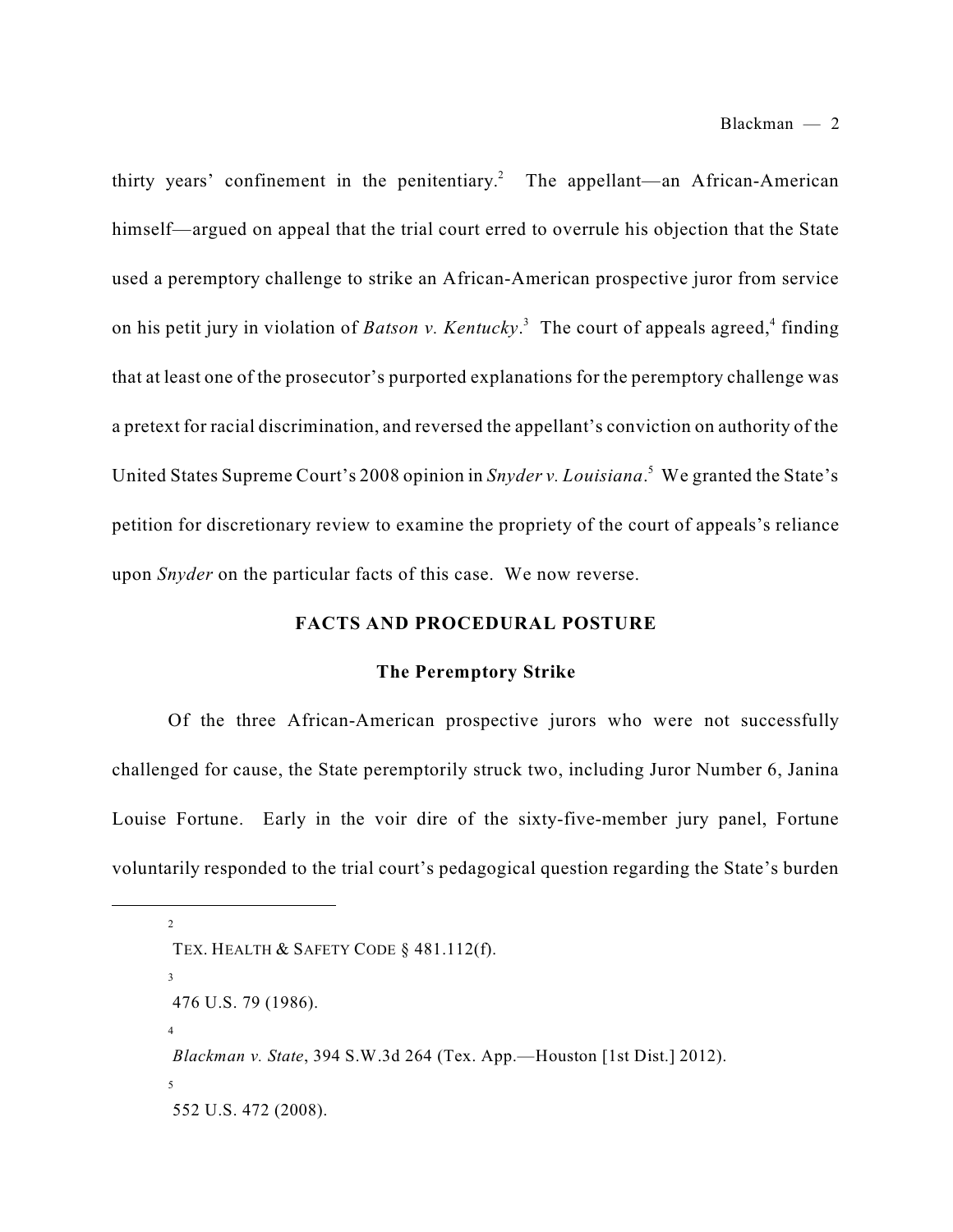thirty years' confinement in the penitentiary.[2] The appellant—an African-American himself—argued on appeal that the trial court erred to overrule his objection that the State used a peremptory challenge to strike an African-American prospective juror from service on his petit jury in violation of *Batson v. Kentucky*.[3] The court of appeals agreed,[4] finding that at least one of the prosecutor's purported explanations for the peremptory challenge was a pretext for racial discrimination, and reversed the appellant's conviction on authority of the United States Supreme Court's 2008 opinion in *Snyder v. Louisiana*.[5] We granted the State's petition for discretionary review to examine the propriety of the court of appeals's reliance upon *Snyder* on the particular facts of this case. We now reverse.

## FACTS AND PROCEDURAL POSTURE

### The Peremptory Strike

Of the three African-American prospective jurors who were not successfully challenged for cause, the State peremptorily struck two, including Juror Number 6, Janina Louise Fortune. Early in the voir dire of the sixty-five-member jury panel, Fortune voluntarily responded to the trial court's pedagogical question regarding the State's burden

---

[2] TEX. HEALTH & SAFETY CODE § 481.112(f).

[3] 476 U.S. 79 (1986).

[4] *Blackman v. State*, 394 S.W.3d 264 (Tex. App.—Houston [1st Dist.] 2012).

[5] 552 U.S. 472 (2008).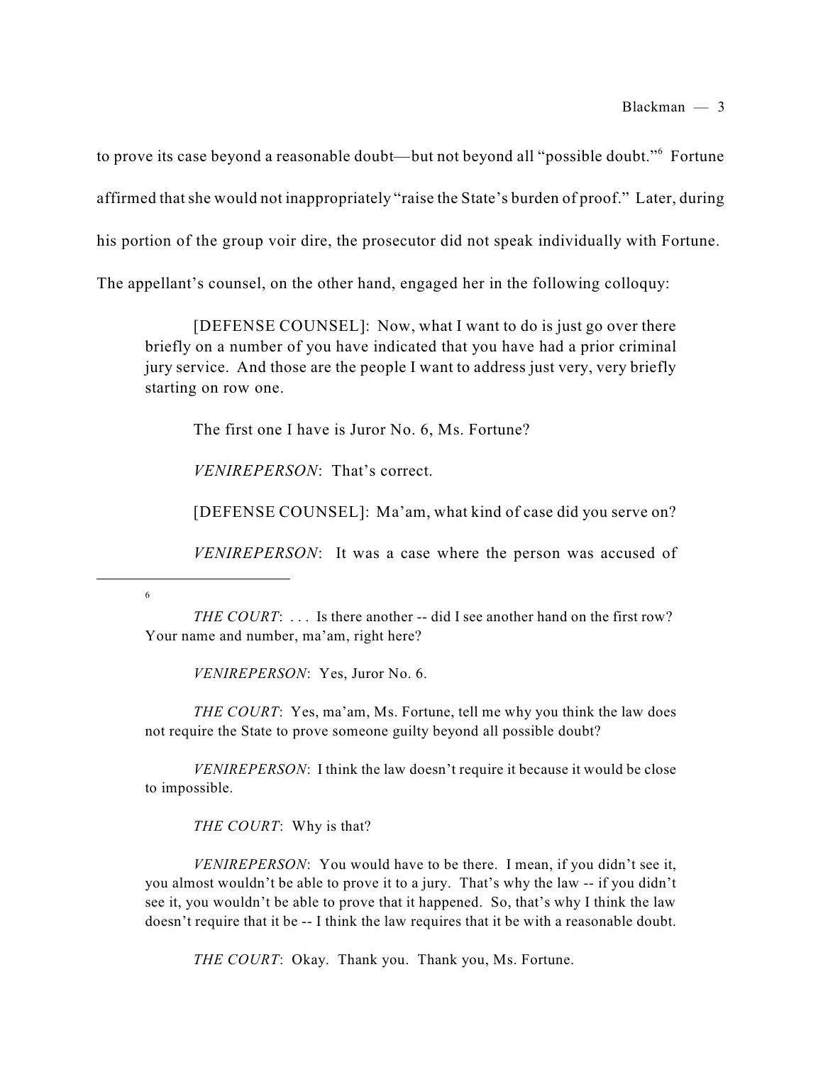to prove its case beyond a reasonable doubt—but not beyond all "possible doubt."[6] Fortune affirmed that she would not inappropriately "raise the State's burden of proof." Later, during his portion of the group voir dire, the prosecutor did not speak individually with Fortune. The appellant's counsel, on the other hand, engaged her in the following colloquy:

> [DEFENSE COUNSEL]: Now, what I want to do is just go over there briefly on a number of you have indicated that you have had a prior criminal jury service. And those are the people I want to address just very, very briefly starting on row one.
>
> The first one I have is Juror No. 6, Ms. Fortune?
>
> *VENIREPERSON*: That's correct.
>
> [DEFENSE COUNSEL]: Ma'am, what kind of case did you serve on?
>
> *VENIREPERSON*: It was a case where the person was accused of

---

[6]

> *THE COURT*: . . . Is there another -- did I see another hand on the first row? Your name and number, ma'am, right here?
>
> *VENIREPERSON*: Yes, Juror No. 6.
>
> *THE COURT*: Yes, ma'am, Ms. Fortune, tell me why you think the law does not require the State to prove someone guilty beyond all possible doubt?
>
> *VENIREPERSON*: I think the law doesn't require it because it would be close to impossible.
>
> *THE COURT*: Why is that?
>
> *VENIREPERSON*: You would have to be there. I mean, if you didn't see it, you almost wouldn't be able to prove it to a jury. That's why the law -- if you didn't see it, you wouldn't be able to prove that it happened. So, that's why I think the law doesn't require that it be -- I think the law requires that it be with a reasonable doubt.
>
> *THE COURT*: Okay. Thank you. Thank you, Ms. Fortune.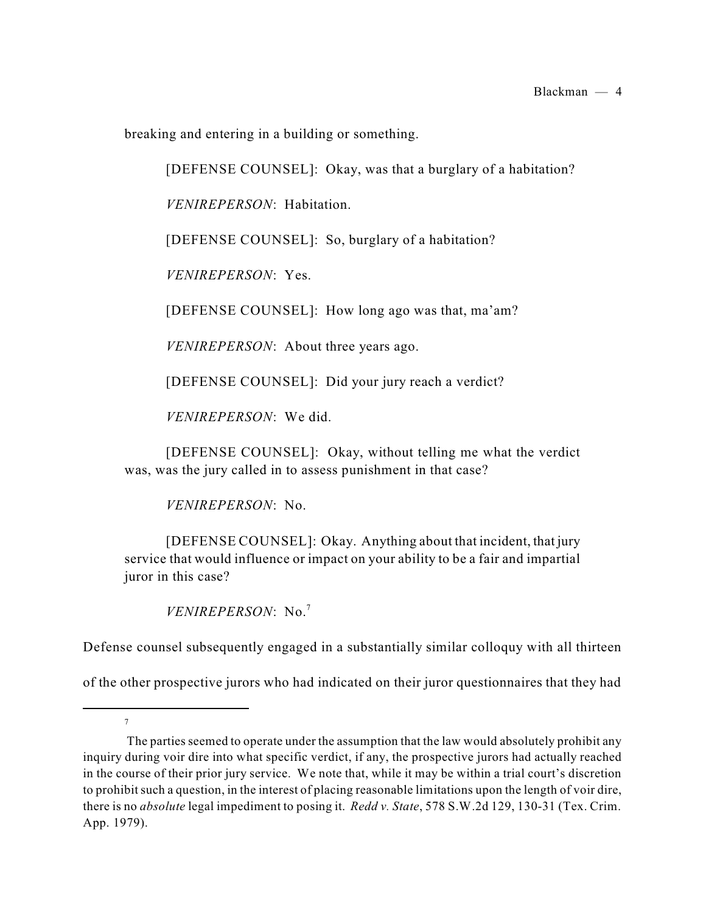breaking and entering in a building or something.

> [DEFENSE COUNSEL]: Okay, was that a burglary of a habitation?
>
> *VENIREPERSON*: Habitation.
>
> [DEFENSE COUNSEL]: So, burglary of a habitation?
>
> *VENIREPERSON*: Yes.
>
> [DEFENSE COUNSEL]: How long ago was that, ma'am?
>
> *VENIREPERSON*: About three years ago.
>
> [DEFENSE COUNSEL]: Did your jury reach a verdict?
>
> *VENIREPERSON*: We did.
>
> [DEFENSE COUNSEL]: Okay, without telling me what the verdict was, was the jury called in to assess punishment in that case?
>
> *VENIREPERSON*: No.
>
> [DEFENSE COUNSEL]: Okay. Anything about that incident, that jury service that would influence or impact on your ability to be a fair and impartial juror in this case?
>
> *VENIREPERSON*: No.[7]

Defense counsel subsequently engaged in a substantially similar colloquy with all thirteen of the other prospective jurors who had indicated on their juror questionnaires that they had

---

[7] The parties seemed to operate under the assumption that the law would absolutely prohibit any inquiry during voir dire into what specific verdict, if any, the prospective jurors had actually reached in the course of their prior jury service. We note that, while it may be within a trial court's discretion to prohibit such a question, in the interest of placing reasonable limitations upon the length of voir dire, there is no *absolute* legal impediment to posing it. *Redd v. State*, 578 S.W.2d 129, 130-31 (Tex. Crim. App. 1979).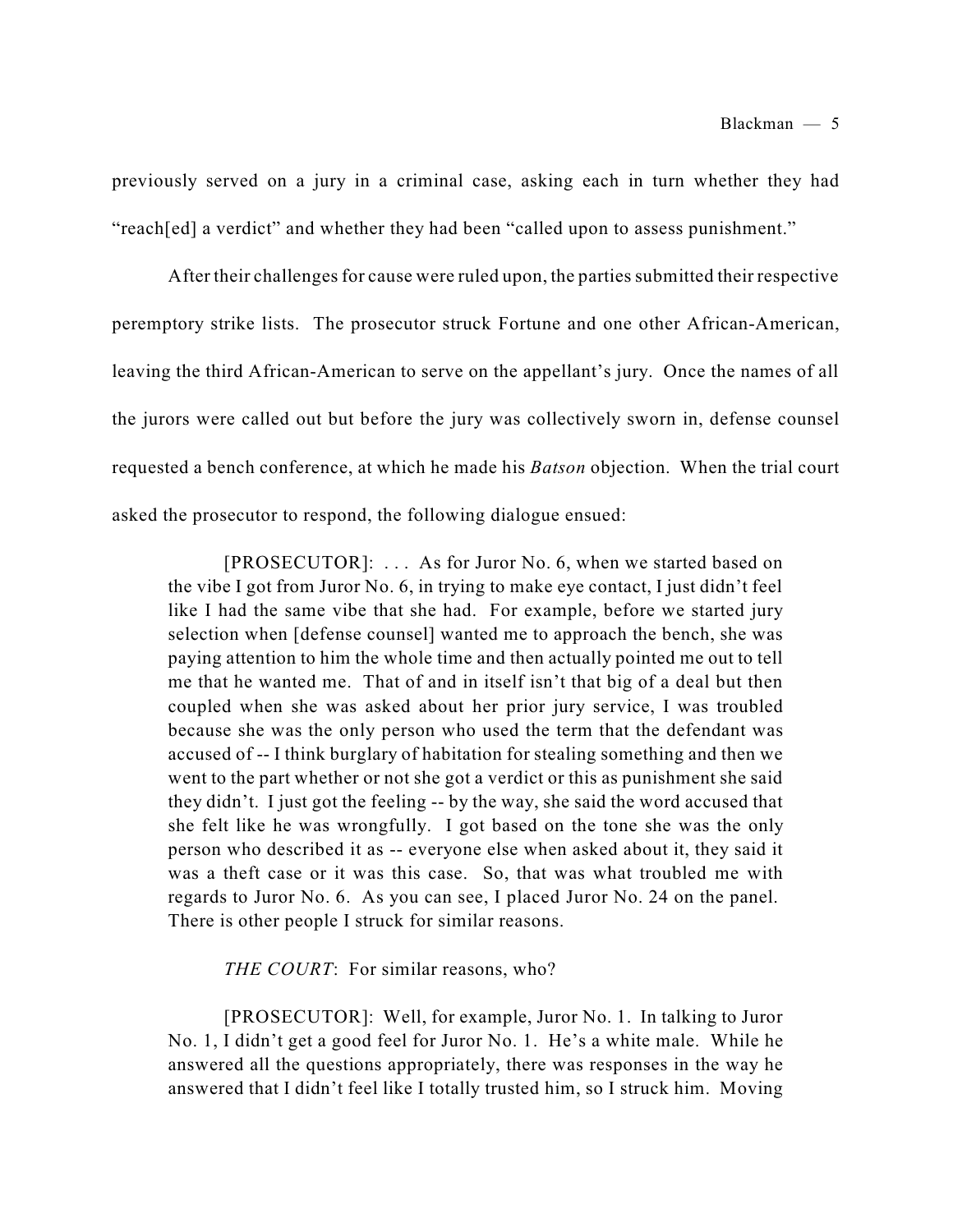previously served on a jury in a criminal case, asking each in turn whether they had "reach[ed] a verdict" and whether they had been "called upon to assess punishment."

After their challenges for cause were ruled upon, the parties submitted their respective peremptory strike lists. The prosecutor struck Fortune and one other African-American, leaving the third African-American to serve on the appellant's jury. Once the names of all the jurors were called out but before the jury was collectively sworn in, defense counsel requested a bench conference, at which he made his *Batson* objection. When the trial court asked the prosecutor to respond, the following dialogue ensued:

> [PROSECUTOR]: . . . As for Juror No. 6, when we started based on the vibe I got from Juror No. 6, in trying to make eye contact, I just didn't feel like I had the same vibe that she had. For example, before we started jury selection when [defense counsel] wanted me to approach the bench, she was paying attention to him the whole time and then actually pointed me out to tell me that he wanted me. That of and in itself isn't that big of a deal but then coupled when she was asked about her prior jury service, I was troubled because she was the only person who used the term that the defendant was accused of -- I think burglary of habitation for stealing something and then we went to the part whether or not she got a verdict or this as punishment she said they didn't. I just got the feeling -- by the way, she said the word accused that she felt like he was wrongfully. I got based on the tone she was the only person who described it as -- everyone else when asked about it, they said it was a theft case or it was this case. So, that was what troubled me with regards to Juror No. 6. As you can see, I placed Juror No. 24 on the panel. There is other people I struck for similar reasons.
>
> *THE COURT*: For similar reasons, who?
>
> [PROSECUTOR]: Well, for example, Juror No. 1. In talking to Juror No. 1, I didn't get a good feel for Juror No. 1. He's a white male. While he answered all the questions appropriately, there was responses in the way he answered that I didn't feel like I totally trusted him, so I struck him. Moving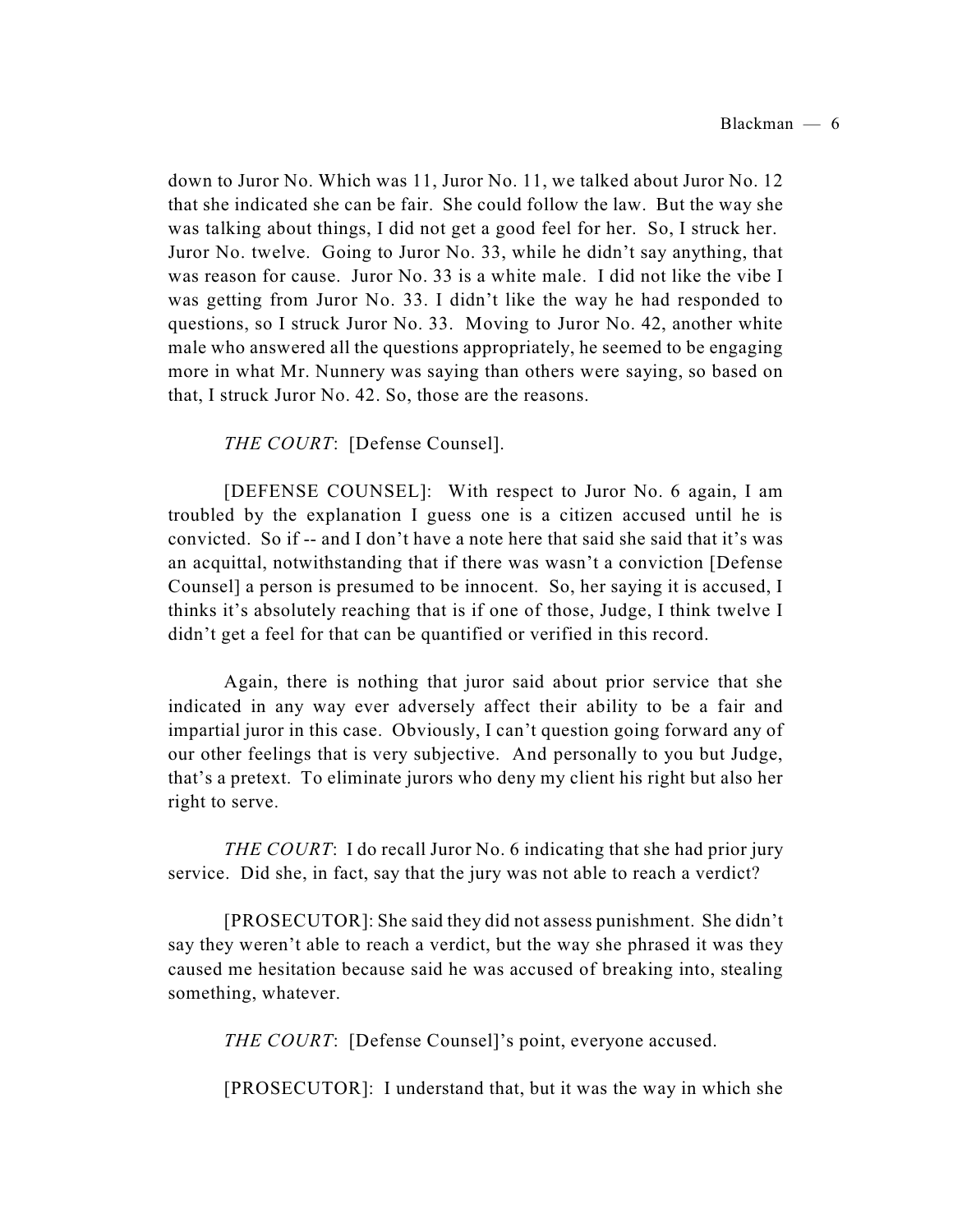down to Juror No. Which was 11, Juror No. 11, we talked about Juror No. 12 that she indicated she can be fair. She could follow the law. But the way she was talking about things, I did not get a good feel for her. So, I struck her. Juror No. twelve. Going to Juror No. 33, while he didn't say anything, that was reason for cause. Juror No. 33 is a white male. I did not like the vibe I was getting from Juror No. 33. I didn't like the way he had responded to questions, so I struck Juror No. 33. Moving to Juror No. 42, another white male who answered all the questions appropriately, he seemed to be engaging more in what Mr. Nunnery was saying than others were saying, so based on that, I struck Juror No. 42. So, those are the reasons.

*THE COURT*: [Defense Counsel].

[DEFENSE COUNSEL]: With respect to Juror No. 6 again, I am troubled by the explanation I guess one is a citizen accused until he is convicted. So if -- and I don't have a note here that said she said that it's was an acquittal, notwithstanding that if there was wasn't a conviction [Defense Counsel] a person is presumed to be innocent. So, her saying it is accused, I thinks it's absolutely reaching that is if one of those, Judge, I think twelve I didn't get a feel for that can be quantified or verified in this record.

Again, there is nothing that juror said about prior service that she indicated in any way ever adversely affect their ability to be a fair and impartial juror in this case. Obviously, I can't question going forward any of our other feelings that is very subjective. And personally to you but Judge, that's a pretext. To eliminate jurors who deny my client his right but also her right to serve.

*THE COURT*: I do recall Juror No. 6 indicating that she had prior jury service. Did she, in fact, say that the jury was not able to reach a verdict?

[PROSECUTOR]: She said they did not assess punishment. She didn't say they weren't able to reach a verdict, but the way she phrased it was they caused me hesitation because said he was accused of breaking into, stealing something, whatever.

*THE COURT*: [Defense Counsel]'s point, everyone accused.

[PROSECUTOR]: I understand that, but it was the way in which she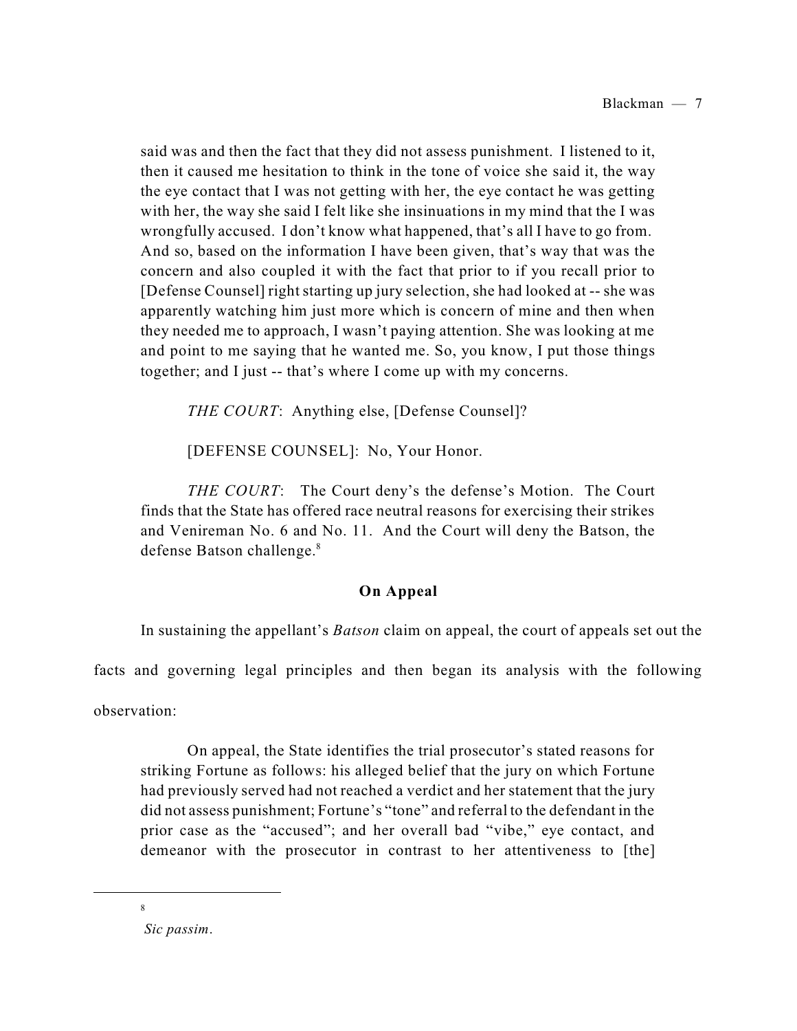said was and then the fact that they did not assess punishment. I listened to it, then it caused me hesitation to think in the tone of voice she said it, the way the eye contact that I was not getting with her, the eye contact he was getting with her, the way she said I felt like she insinuations in my mind that the I was wrongfully accused. I don't know what happened, that's all I have to go from. And so, based on the information I have been given, that's way that was the concern and also coupled it with the fact that prior to if you recall prior to [Defense Counsel] right starting up jury selection, she had looked at -- she was apparently watching him just more which is concern of mine and then when they needed me to approach, I wasn't paying attention. She was looking at me and point to me saying that he wanted me. So, you know, I put those things together; and I just -- that's where I come up with my concerns.

> *THE COURT*: Anything else, [Defense Counsel]?
>
> [DEFENSE COUNSEL]: No, Your Honor.
>
> *THE COURT*: The Court deny's the defense's Motion. The Court finds that the State has offered race neutral reasons for exercising their strikes and Venireman No. 6 and No. 11. And the Court will deny the Batson, the defense Batson challenge.[8]

## On Appeal

In sustaining the appellant's *Batson* claim on appeal, the court of appeals set out the facts and governing legal principles and then began its analysis with the following observation:

> On appeal, the State identifies the trial prosecutor's stated reasons for striking Fortune as follows: his alleged belief that the jury on which Fortune had previously served had not reached a verdict and her statement that the jury did not assess punishment; Fortune's "tone" and referral to the defendant in the prior case as the "accused"; and her overall bad "vibe," eye contact, and demeanor with the prosecutor in contrast to her attentiveness to [the]

---

[8] *Sic passim*.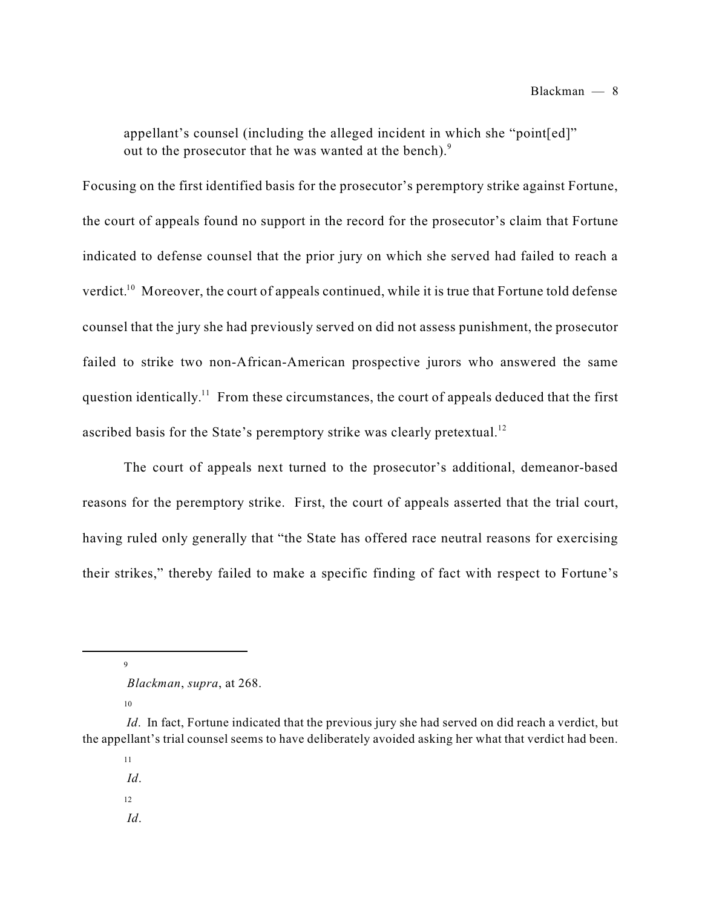appellant's counsel (including the alleged incident in which she "point[ed]" out to the prosecutor that he was wanted at the bench).[9]

Focusing on the first identified basis for the prosecutor's peremptory strike against Fortune, the court of appeals found no support in the record for the prosecutor's claim that Fortune indicated to defense counsel that the prior jury on which she served had failed to reach a verdict.[10] Moreover, the court of appeals continued, while it is true that Fortune told defense counsel that the jury she had previously served on did not assess punishment, the prosecutor failed to strike two non-African-American prospective jurors who answered the same question identically.[11] From these circumstances, the court of appeals deduced that the first ascribed basis for the State's peremptory strike was clearly pretextual.[12]

The court of appeals next turned to the prosecutor's additional, demeanor-based reasons for the peremptory strike. First, the court of appeals asserted that the trial court, having ruled only generally that "the State has offered race neutral reasons for exercising their strikes," thereby failed to make a specific finding of fact with respect to Fortune's

---

[9] *Blackman*, *supra*, at 268.

[10] *Id*. In fact, Fortune indicated that the previous jury she had served on did reach a verdict, but the appellant's trial counsel seems to have deliberately avoided asking her what that verdict had been.

[11] *Id*.

[12] *Id*.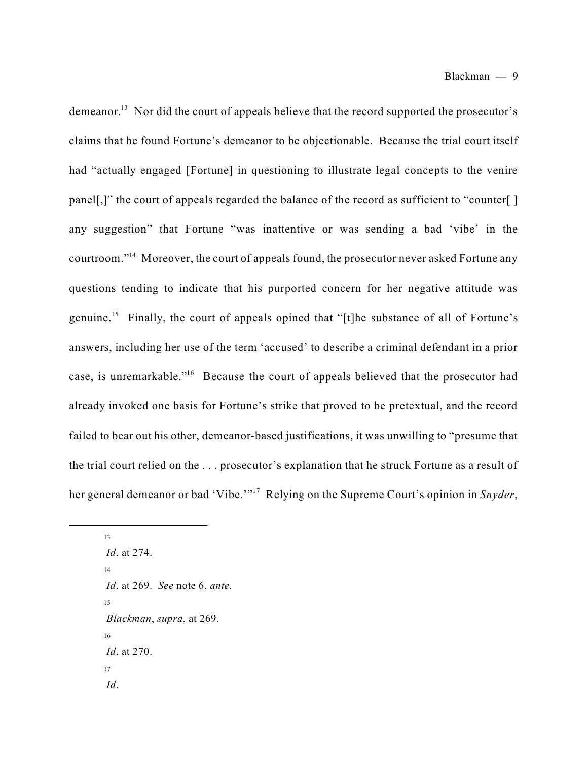demeanor.[13] Nor did the court of appeals believe that the record supported the prosecutor's claims that he found Fortune's demeanor to be objectionable. Because the trial court itself had "actually engaged [Fortune] in questioning to illustrate legal concepts to the venire panel[,]" the court of appeals regarded the balance of the record as sufficient to "counter[ ] any suggestion" that Fortune "was inattentive or was sending a bad 'vibe' in the courtroom."[14] Moreover, the court of appeals found, the prosecutor never asked Fortune any questions tending to indicate that his purported concern for her negative attitude was genuine.[15] Finally, the court of appeals opined that "[t]he substance of all of Fortune's answers, including her use of the term 'accused' to describe a criminal defendant in a prior case, is unremarkable."[16] Because the court of appeals believed that the prosecutor had already invoked one basis for Fortune's strike that proved to be pretextual, and the record failed to bear out his other, demeanor-based justifications, it was unwilling to "presume that the trial court relied on the . . . prosecutor's explanation that he struck Fortune as a result of her general demeanor or bad 'Vibe.'"[17] Relying on the Supreme Court's opinion in *Snyder*,

---

[13] *Id*. at 274.

[14] *Id*. at 269. *See* note 6, *ante*.

[15] *Blackman*, *supra*, at 269.

[16] *Id*. at 270.

[17] *Id*.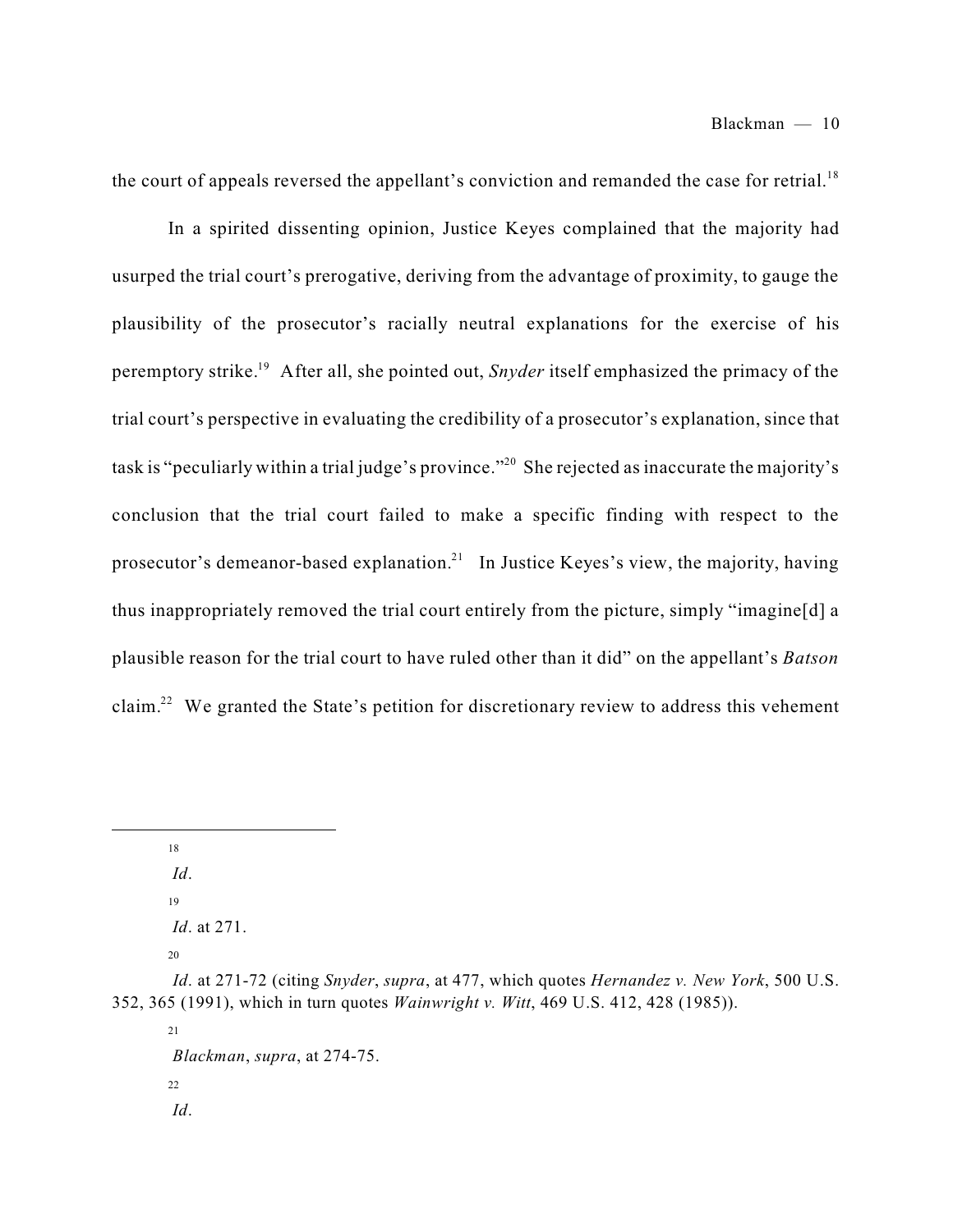the court of appeals reversed the appellant's conviction and remanded the case for retrial.[18]

In a spirited dissenting opinion, Justice Keyes complained that the majority had usurped the trial court's prerogative, deriving from the advantage of proximity, to gauge the plausibility of the prosecutor's racially neutral explanations for the exercise of his peremptory strike.[19] After all, she pointed out, *Snyder* itself emphasized the primacy of the trial court's perspective in evaluating the credibility of a prosecutor's explanation, since that task is "peculiarly within a trial judge's province."[20] She rejected as inaccurate the majority's conclusion that the trial court failed to make a specific finding with respect to the prosecutor's demeanor-based explanation.[21] In Justice Keyes's view, the majority, having thus inappropriately removed the trial court entirely from the picture, simply "imagine[d] a plausible reason for the trial court to have ruled other than it did" on the appellant's *Batson* claim.[22] We granted the State's petition for discretionary review to address this vehement

---

[18] *Id*.

[19] *Id*. at 271.

[20] *Id*. at 271-72 (citing *Snyder*, *supra*, at 477, which quotes *Hernandez v. New York*, 500 U.S. 352, 365 (1991), which in turn quotes *Wainwright v. Witt*, 469 U.S. 412, 428 (1985)).

[21] *Blackman*, *supra*, at 274-75.

[22] *Id*.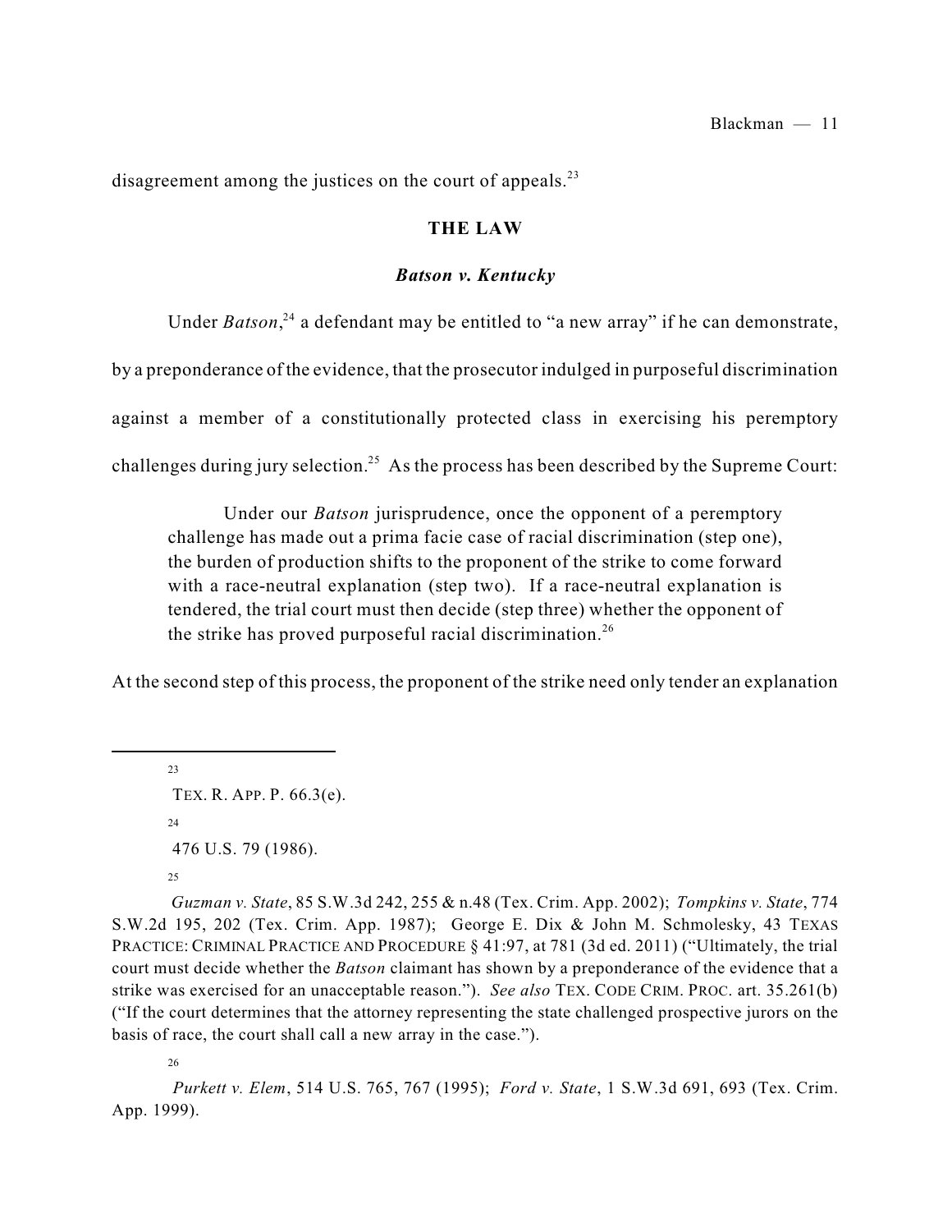disagreement among the justices on the court of appeals.[23]

## THE LAW

### *Batson v. Kentucky*

Under *Batson*,[24] a defendant may be entitled to "a new array" if he can demonstrate, by a preponderance of the evidence, that the prosecutor indulged in purposeful discrimination against a member of a constitutionally protected class in exercising his peremptory challenges during jury selection.[25] As the process has been described by the Supreme Court:

> Under our *Batson* jurisprudence, once the opponent of a peremptory challenge has made out a prima facie case of racial discrimination (step one), the burden of production shifts to the proponent of the strike to come forward with a race-neutral explanation (step two). If a race-neutral explanation is tendered, the trial court must then decide (step three) whether the opponent of the strike has proved purposeful racial discrimination.[26]

At the second step of this process, the proponent of the strike need only tender an explanation

---

[23] TEX. R. APP. P. 66.3(e).

[24] 476 U.S. 79 (1986).

[25] *Guzman v. State*, 85 S.W.3d 242, 255 & n.48 (Tex. Crim. App. 2002); *Tompkins v. State*, 774 S.W.2d 195, 202 (Tex. Crim. App. 1987); George E. Dix & John M. Schmolesky, 43 TEXAS PRACTICE: CRIMINAL PRACTICE AND PROCEDURE § 41:97, at 781 (3d ed. 2011) ("Ultimately, the trial court must decide whether the *Batson* claimant has shown by a preponderance of the evidence that a strike was exercised for an unacceptable reason."). *See also* TEX. CODE CRIM. PROC. art. 35.261(b) ("If the court determines that the attorney representing the state challenged prospective jurors on the basis of race, the court shall call a new array in the case.").

[26] *Purkett v. Elem*, 514 U.S. 765, 767 (1995); *Ford v. State*, 1 S.W.3d 691, 693 (Tex. Crim. App. 1999).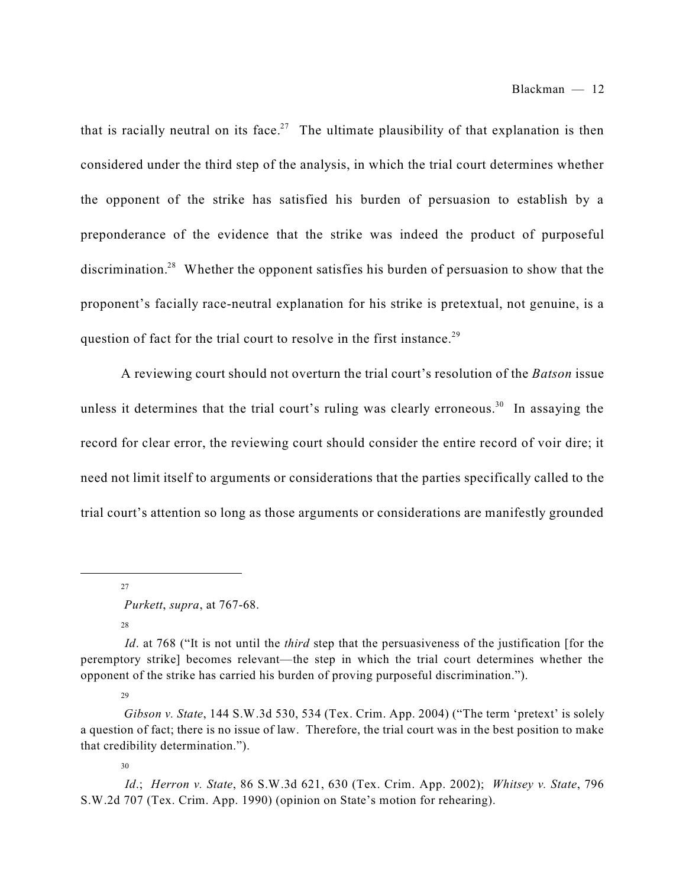that is racially neutral on its face.[27] The ultimate plausibility of that explanation is then considered under the third step of the analysis, in which the trial court determines whether the opponent of the strike has satisfied his burden of persuasion to establish by a preponderance of the evidence that the strike was indeed the product of purposeful discrimination.[28] Whether the opponent satisfies his burden of persuasion to show that the proponent's facially race-neutral explanation for his strike is pretextual, not genuine, is a question of fact for the trial court to resolve in the first instance.[29]

A reviewing court should not overturn the trial court's resolution of the *Batson* issue unless it determines that the trial court's ruling was clearly erroneous.[30] In assaying the record for clear error, the reviewing court should consider the entire record of voir dire; it need not limit itself to arguments or considerations that the parties specifically called to the trial court's attention so long as those arguments or considerations are manifestly grounded

---

[27] *Purkett*, *supra*, at 767-68.

[28] *Id*. at 768 ("It is not until the *third* step that the persuasiveness of the justification [for the peremptory strike] becomes relevant—the step in which the trial court determines whether the opponent of the strike has carried his burden of proving purposeful discrimination.").

[29] *Gibson v. State*, 144 S.W.3d 530, 534 (Tex. Crim. App. 2004) ("The term 'pretext' is solely a question of fact; there is no issue of law. Therefore, the trial court was in the best position to make that credibility determination.").

[30] *Id*.; *Herron v. State*, 86 S.W.3d 621, 630 (Tex. Crim. App. 2002); *Whitsey v. State*, 796 S.W.2d 707 (Tex. Crim. App. 1990) (opinion on State's motion for rehearing).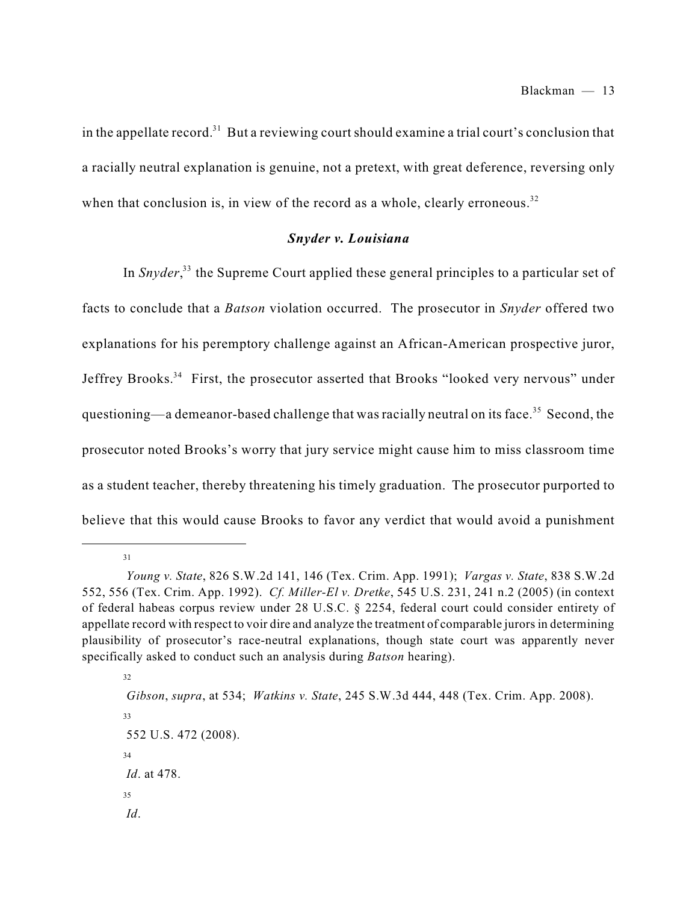in the appellate record.[31] But a reviewing court should examine a trial court's conclusion that a racially neutral explanation is genuine, not a pretext, with great deference, reversing only when that conclusion is, in view of the record as a whole, clearly erroneous.[32]

### *Snyder v. Louisiana*

In *Snyder*,[33] the Supreme Court applied these general principles to a particular set of facts to conclude that a *Batson* violation occurred. The prosecutor in *Snyder* offered two explanations for his peremptory challenge against an African-American prospective juror, Jeffrey Brooks.[34] First, the prosecutor asserted that Brooks "looked very nervous" under questioning—a demeanor-based challenge that was racially neutral on its face.[35] Second, the prosecutor noted Brooks's worry that jury service might cause him to miss classroom time as a student teacher, thereby threatening his timely graduation. The prosecutor purported to believe that this would cause Brooks to favor any verdict that would avoid a punishment

---

[31] *Young v. State*, 826 S.W.2d 141, 146 (Tex. Crim. App. 1991); *Vargas v. State*, 838 S.W.2d 552, 556 (Tex. Crim. App. 1992). *Cf. Miller-El v. Dretke*, 545 U.S. 231, 241 n.2 (2005) (in context of federal habeas corpus review under 28 U.S.C. § 2254, federal court could consider entirety of appellate record with respect to voir dire and analyze the treatment of comparable jurors in determining plausibility of prosecutor's race-neutral explanations, though state court was apparently never specifically asked to conduct such an analysis during *Batson* hearing).

[32] *Gibson*, *supra*, at 534; *Watkins v. State*, 245 S.W.3d 444, 448 (Tex. Crim. App. 2008).

[33] 552 U.S. 472 (2008).

[34] *Id*. at 478.

[35] *Id*.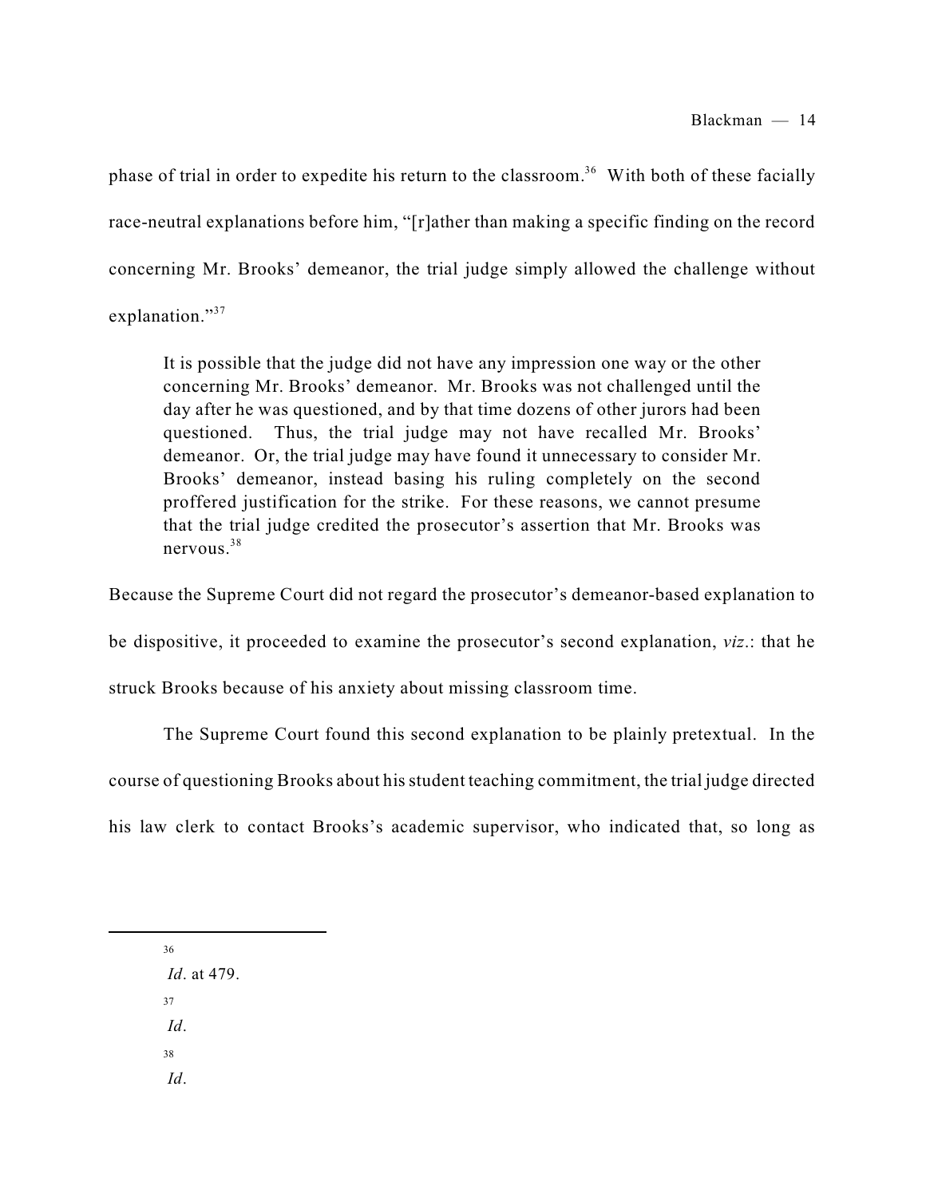phase of trial in order to expedite his return to the classroom.[36] With both of these facially race-neutral explanations before him, "[r]ather than making a specific finding on the record concerning Mr. Brooks' demeanor, the trial judge simply allowed the challenge without explanation."[37]

> It is possible that the judge did not have any impression one way or the other concerning Mr. Brooks' demeanor. Mr. Brooks was not challenged until the day after he was questioned, and by that time dozens of other jurors had been questioned. Thus, the trial judge may not have recalled Mr. Brooks' demeanor. Or, the trial judge may have found it unnecessary to consider Mr. Brooks' demeanor, instead basing his ruling completely on the second proffered justification for the strike. For these reasons, we cannot presume that the trial judge credited the prosecutor's assertion that Mr. Brooks was nervous.[38]

Because the Supreme Court did not regard the prosecutor's demeanor-based explanation to be dispositive, it proceeded to examine the prosecutor's second explanation, *viz*.: that he struck Brooks because of his anxiety about missing classroom time.

The Supreme Court found this second explanation to be plainly pretextual. In the course of questioning Brooks about his student teaching commitment, the trial judge directed his law clerk to contact Brooks's academic supervisor, who indicated that, so long as

---

[36] *Id*. at 479.

[37] *Id*.

[38] *Id*.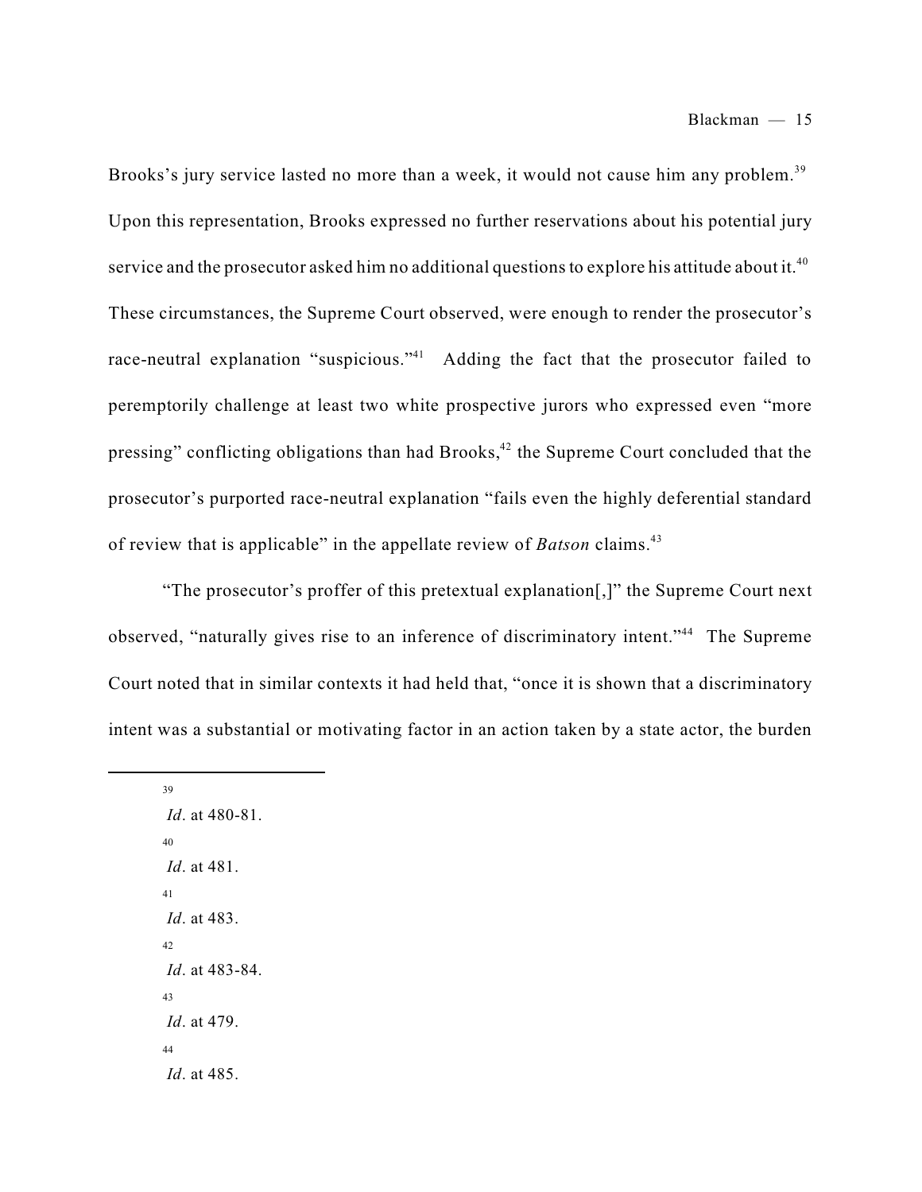Brooks's jury service lasted no more than a week, it would not cause him any problem.[39] Upon this representation, Brooks expressed no further reservations about his potential jury service and the prosecutor asked him no additional questions to explore his attitude about it.[40] These circumstances, the Supreme Court observed, were enough to render the prosecutor's race-neutral explanation "suspicious."[41] Adding the fact that the prosecutor failed to peremptorily challenge at least two white prospective jurors who expressed even "more pressing" conflicting obligations than had Brooks,[42] the Supreme Court concluded that the prosecutor's purported race-neutral explanation "fails even the highly deferential standard of review that is applicable" in the appellate review of *Batson* claims.[43]

"The prosecutor's proffer of this pretextual explanation[,]" the Supreme Court next observed, "naturally gives rise to an inference of discriminatory intent."[44] The Supreme Court noted that in similar contexts it had held that, "once it is shown that a discriminatory intent was a substantial or motivating factor in an action taken by a state actor, the burden

---

[39] *Id*. at 480-81.

[40] *Id*. at 481.

[41] *Id*. at 483.

[42] *Id*. at 483-84.

[43] *Id*. at 479.

[44] *Id*. at 485.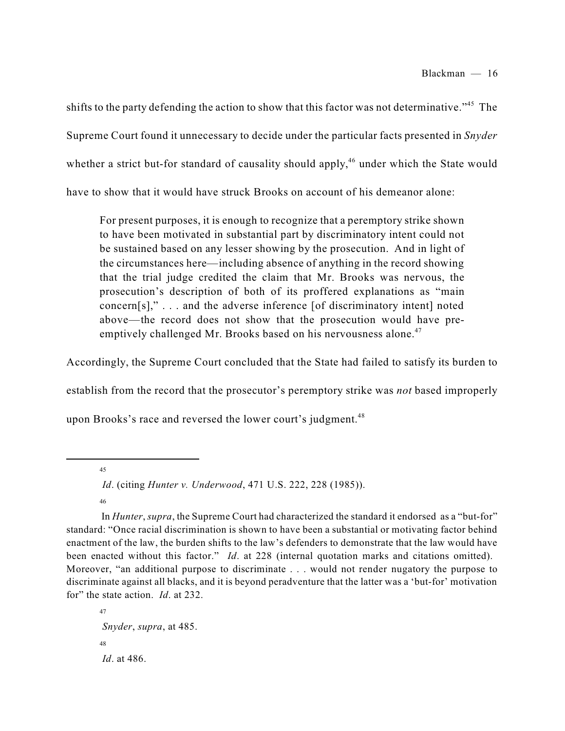shifts to the party defending the action to show that this factor was not determinative."[45] The Supreme Court found it unnecessary to decide under the particular facts presented in *Snyder* whether a strict but-for standard of causality should apply,[46] under which the State would have to show that it would have struck Brooks on account of his demeanor alone:

> For present purposes, it is enough to recognize that a peremptory strike shown to have been motivated in substantial part by discriminatory intent could not be sustained based on any lesser showing by the prosecution. And in light of the circumstances here—including absence of anything in the record showing that the trial judge credited the claim that Mr. Brooks was nervous, the prosecution's description of both of its proffered explanations as "main concern[s]," . . . and the adverse inference [of discriminatory intent] noted above—the record does not show that the prosecution would have pre-emptively challenged Mr. Brooks based on his nervousness alone.[47]

Accordingly, the Supreme Court concluded that the State had failed to satisfy its burden to establish from the record that the prosecutor's peremptory strike was *not* based improperly upon Brooks's race and reversed the lower court's judgment.[48]

---

[45] *Id*. (citing *Hunter v. Underwood*, 471 U.S. 222, 228 (1985)).

[46] In *Hunter*, *supra*, the Supreme Court had characterized the standard it endorsed as a "but-for" standard: "Once racial discrimination is shown to have been a substantial or motivating factor behind enactment of the law, the burden shifts to the law's defenders to demonstrate that the law would have been enacted without this factor." *Id*. at 228 (internal quotation marks and citations omitted). Moreover, "an additional purpose to discriminate . . . would not render nugatory the purpose to discriminate against all blacks, and it is beyond peradventure that the latter was a 'but-for' motivation for" the state action. *Id*. at 232.

[47] *Snyder*, *supra*, at 485.

[48] *Id*. at 486.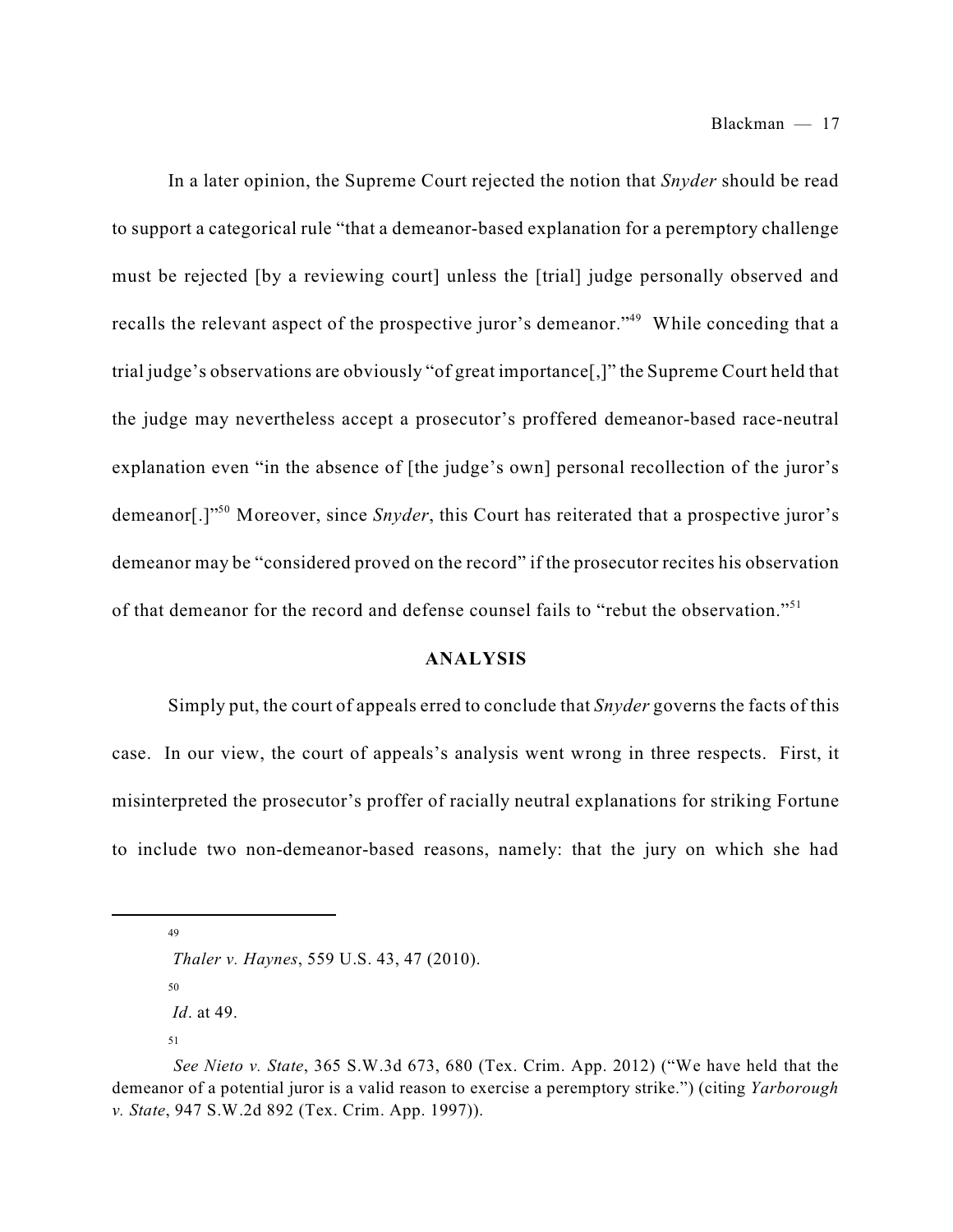In a later opinion, the Supreme Court rejected the notion that *Snyder* should be read to support a categorical rule "that a demeanor-based explanation for a peremptory challenge must be rejected [by a reviewing court] unless the [trial] judge personally observed and recalls the relevant aspect of the prospective juror's demeanor."[49] While conceding that a trial judge's observations are obviously "of great importance[,]" the Supreme Court held that the judge may nevertheless accept a prosecutor's proffered demeanor-based race-neutral explanation even "in the absence of [the judge's own] personal recollection of the juror's demeanor[.]"[50] Moreover, since *Snyder*, this Court has reiterated that a prospective juror's demeanor may be "considered proved on the record" if the prosecutor recites his observation of that demeanor for the record and defense counsel fails to "rebut the observation."[51]

## ANALYSIS

Simply put, the court of appeals erred to conclude that *Snyder* governs the facts of this case. In our view, the court of appeals's analysis went wrong in three respects. First, it misinterpreted the prosecutor's proffer of racially neutral explanations for striking Fortune to include two non-demeanor-based reasons, namely: that the jury on which she had

---

[49] *Thaler v. Haynes*, 559 U.S. 43, 47 (2010).

[50] *Id*. at 49.

[51] *See Nieto v. State*, 365 S.W.3d 673, 680 (Tex. Crim. App. 2012) ("We have held that the demeanor of a potential juror is a valid reason to exercise a peremptory strike.") (citing *Yarborough v. State*, 947 S.W.2d 892 (Tex. Crim. App. 1997)).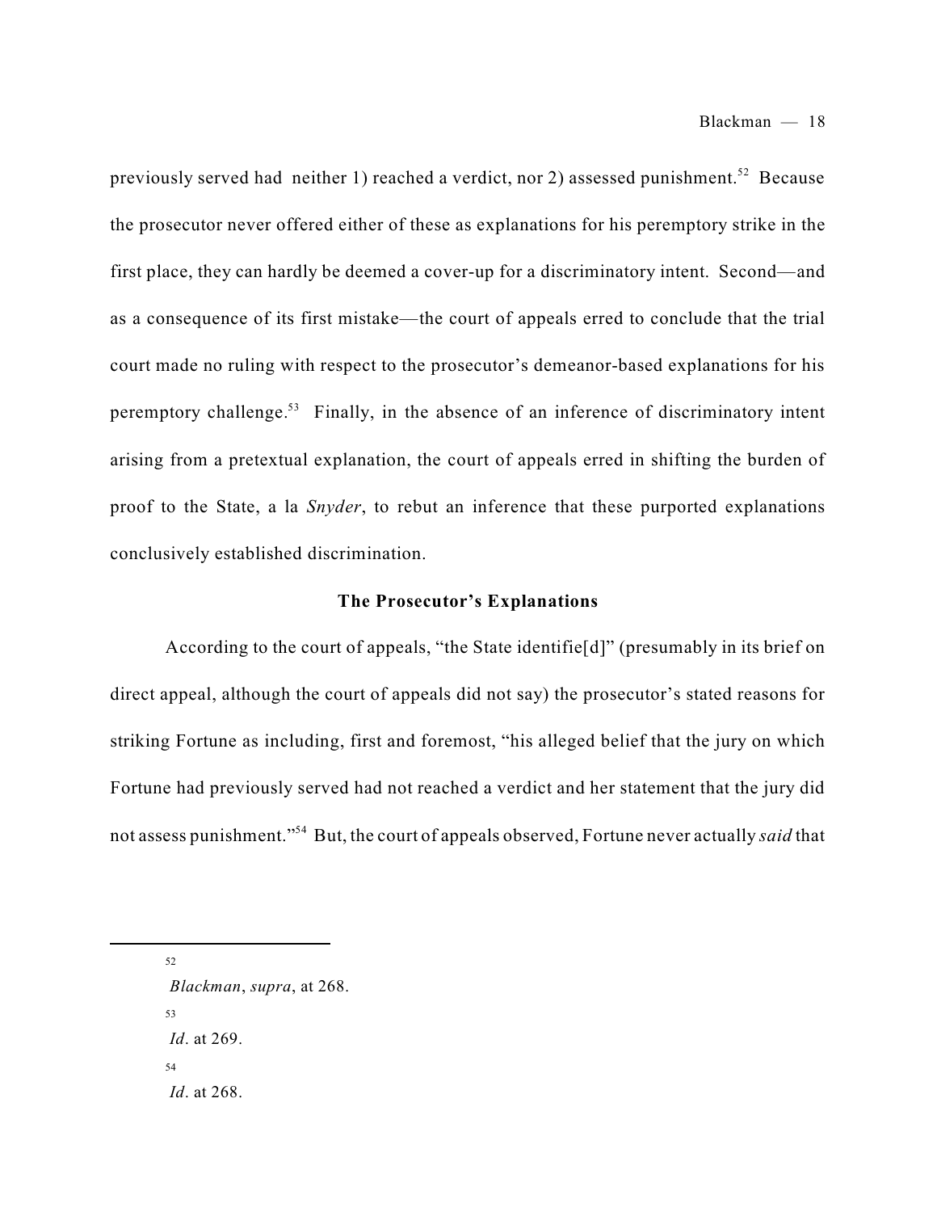previously served had neither 1) reached a verdict, nor 2) assessed punishment.[52] Because the prosecutor never offered either of these as explanations for his peremptory strike in the first place, they can hardly be deemed a cover-up for a discriminatory intent. Second—and as a consequence of its first mistake—the court of appeals erred to conclude that the trial court made no ruling with respect to the prosecutor's demeanor-based explanations for his peremptory challenge.[53] Finally, in the absence of an inference of discriminatory intent arising from a pretextual explanation, the court of appeals erred in shifting the burden of proof to the State, a la *Snyder*, to rebut an inference that these purported explanations conclusively established discrimination.

**The Prosecutor's Explanations**

According to the court of appeals, "the State identifie[d]" (presumably in its brief on direct appeal, although the court of appeals did not say) the prosecutor's stated reasons for striking Fortune as including, first and foremost, "his alleged belief that the jury on which Fortune had previously served had not reached a verdict and her statement that the jury did not assess punishment."[54] But, the court of appeals observed, Fortune never actually *said* that

---

[52] *Blackman*, *supra*, at 268.

[53] *Id*. at 269.

[54] *Id*. at 268.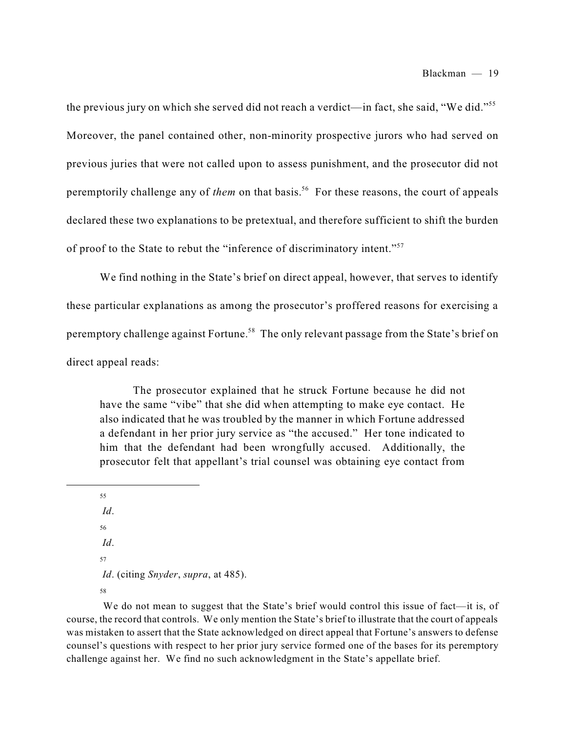the previous jury on which she served did not reach a verdict—in fact, she said, "We did."[55] Moreover, the panel contained other, non-minority prospective jurors who had served on previous juries that were not called upon to assess punishment, and the prosecutor did not peremptorily challenge any of *them* on that basis.[56] For these reasons, the court of appeals declared these two explanations to be pretextual, and therefore sufficient to shift the burden of proof to the State to rebut the "inference of discriminatory intent."[57]

We find nothing in the State's brief on direct appeal, however, that serves to identify these particular explanations as among the prosecutor's proffered reasons for exercising a peremptory challenge against Fortune.[58] The only relevant passage from the State's brief on direct appeal reads:

> The prosecutor explained that he struck Fortune because he did not have the same "vibe" that she did when attempting to make eye contact. He also indicated that he was troubled by the manner in which Fortune addressed a defendant in her prior jury service as "the accused." Her tone indicated to him that the defendant had been wrongfully accused. Additionally, the prosecutor felt that appellant's trial counsel was obtaining eye contact from

---

[55] *Id*.

[56] *Id*.

[57] *Id*. (citing *Snyder*, *supra*, at 485).

[58] We do not mean to suggest that the State's brief would control this issue of fact—it is, of course, the record that controls. We only mention the State's brief to illustrate that the court of appeals was mistaken to assert that the State acknowledged on direct appeal that Fortune's answers to defense counsel's questions with respect to her prior jury service formed one of the bases for its peremptory challenge against her. We find no such acknowledgment in the State's appellate brief.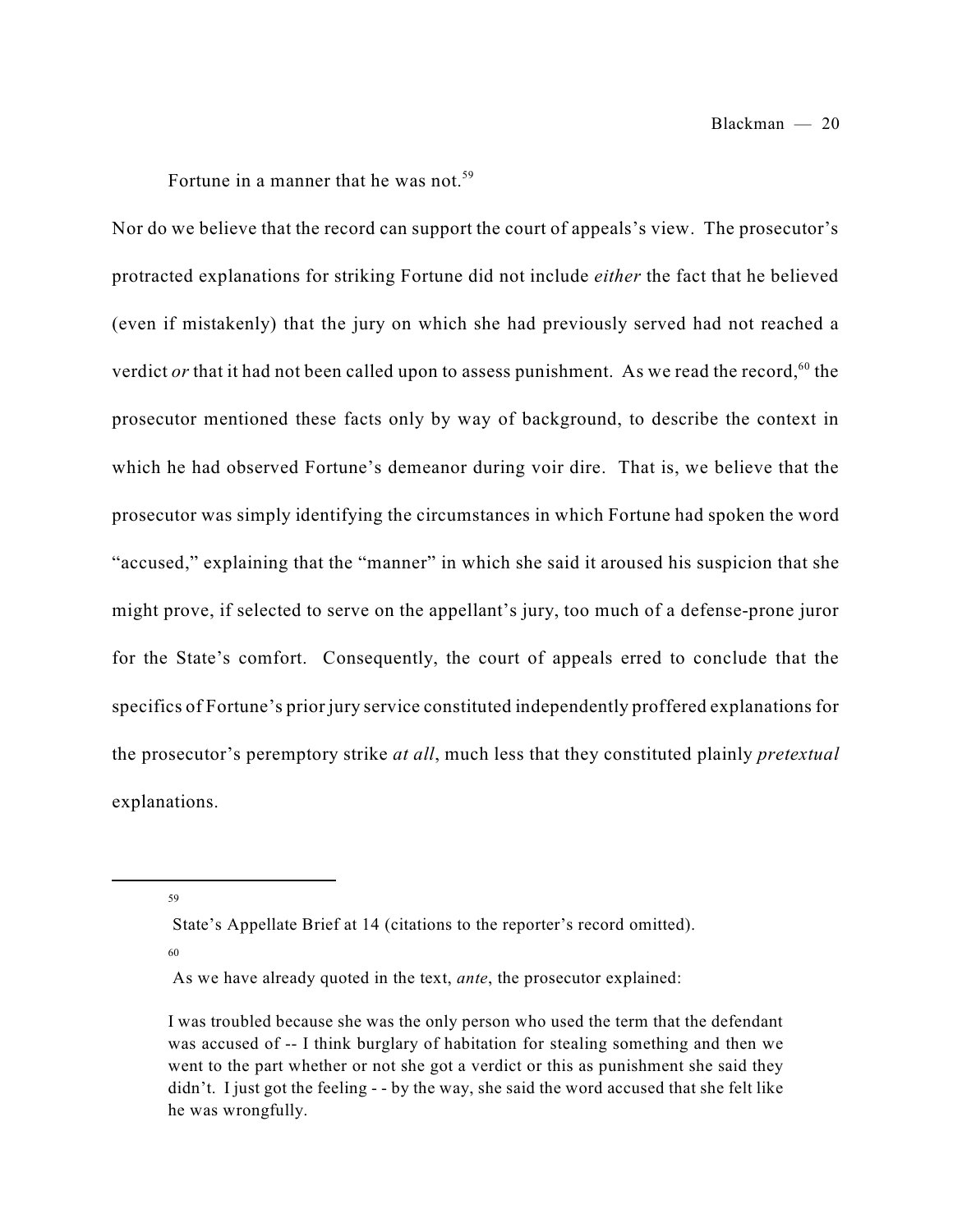Fortune in a manner that he was not.[59]

Nor do we believe that the record can support the court of appeals's view. The prosecutor's protracted explanations for striking Fortune did not include *either* the fact that he believed (even if mistakenly) that the jury on which she had previously served had not reached a verdict *or* that it had not been called upon to assess punishment. As we read the record,[60] the prosecutor mentioned these facts only by way of background, to describe the context in which he had observed Fortune's demeanor during voir dire. That is, we believe that the prosecutor was simply identifying the circumstances in which Fortune had spoken the word "accused," explaining that the "manner" in which she said it aroused his suspicion that she might prove, if selected to serve on the appellant's jury, too much of a defense-prone juror for the State's comfort. Consequently, the court of appeals erred to conclude that the specifics of Fortune's prior jury service constituted independently proffered explanations for the prosecutor's peremptory strike *at all*, much less that they constituted plainly *pretextual* explanations.

---

[59] State's Appellate Brief at 14 (citations to the reporter's record omitted).

[60] As we have already quoted in the text, *ante*, the prosecutor explained:

> I was troubled because she was the only person who used the term that the defendant was accused of -- I think burglary of habitation for stealing something and then we went to the part whether or not she got a verdict or this as punishment she said they didn't. I just got the feeling - - by the way, she said the word accused that she felt like he was wrongfully.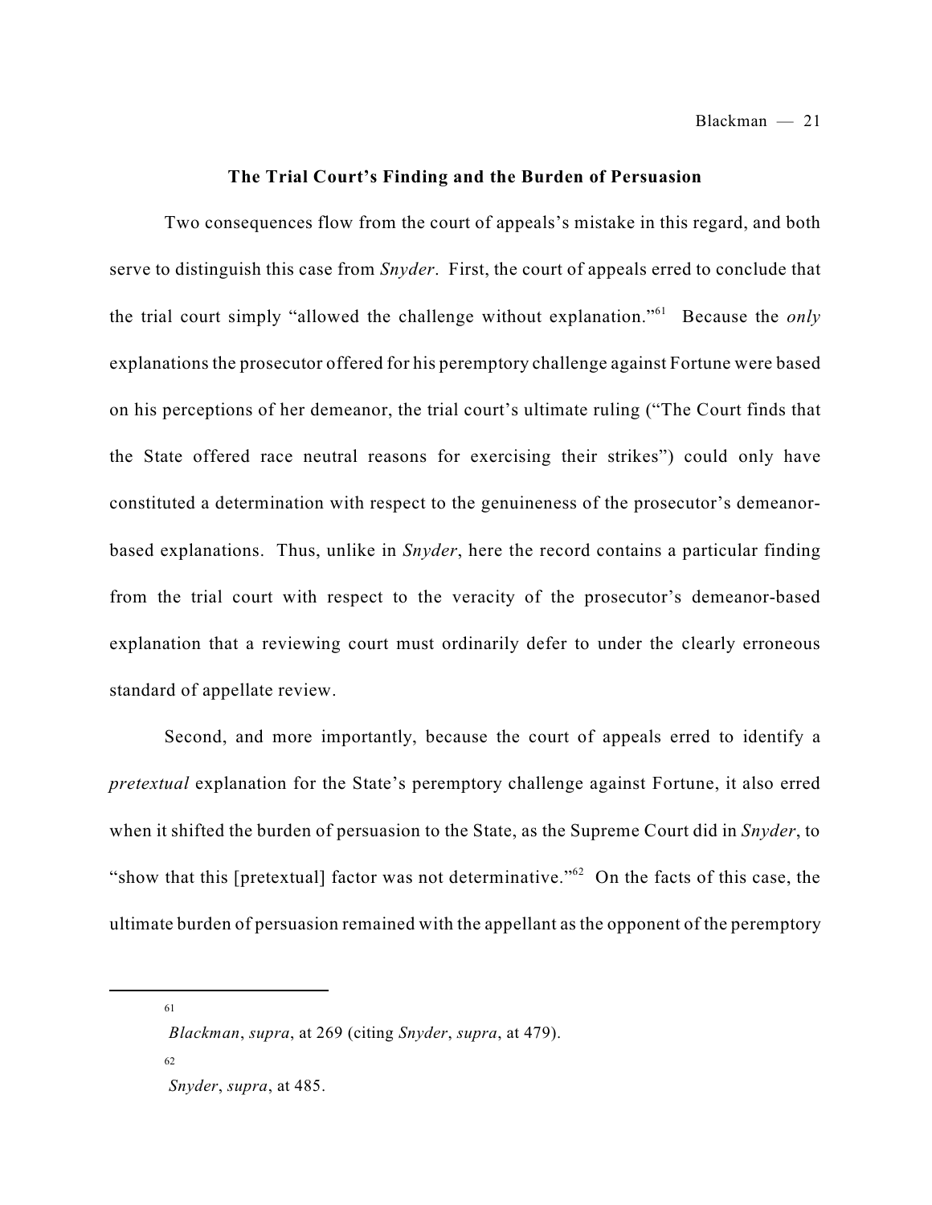## The Trial Court's Finding and the Burden of Persuasion

Two consequences flow from the court of appeals's mistake in this regard, and both serve to distinguish this case from *Snyder*. First, the court of appeals erred to conclude that the trial court simply "allowed the challenge without explanation."[61] Because the *only* explanations the prosecutor offered for his peremptory challenge against Fortune were based on his perceptions of her demeanor, the trial court's ultimate ruling ("The Court finds that the State offered race neutral reasons for exercising their strikes") could only have constituted a determination with respect to the genuineness of the prosecutor's demeanor-based explanations. Thus, unlike in *Snyder*, here the record contains a particular finding from the trial court with respect to the veracity of the prosecutor's demeanor-based explanation that a reviewing court must ordinarily defer to under the clearly erroneous standard of appellate review.

Second, and more importantly, because the court of appeals erred to identify a *pretextual* explanation for the State's peremptory challenge against Fortune, it also erred when it shifted the burden of persuasion to the State, as the Supreme Court did in *Snyder*, to "show that this [pretextual] factor was not determinative."[62] On the facts of this case, the ultimate burden of persuasion remained with the appellant as the opponent of the peremptory

---

[61] *Blackman*, *supra*, at 269 (citing *Snyder*, *supra*, at 479).

[62] *Snyder*, *supra*, at 485.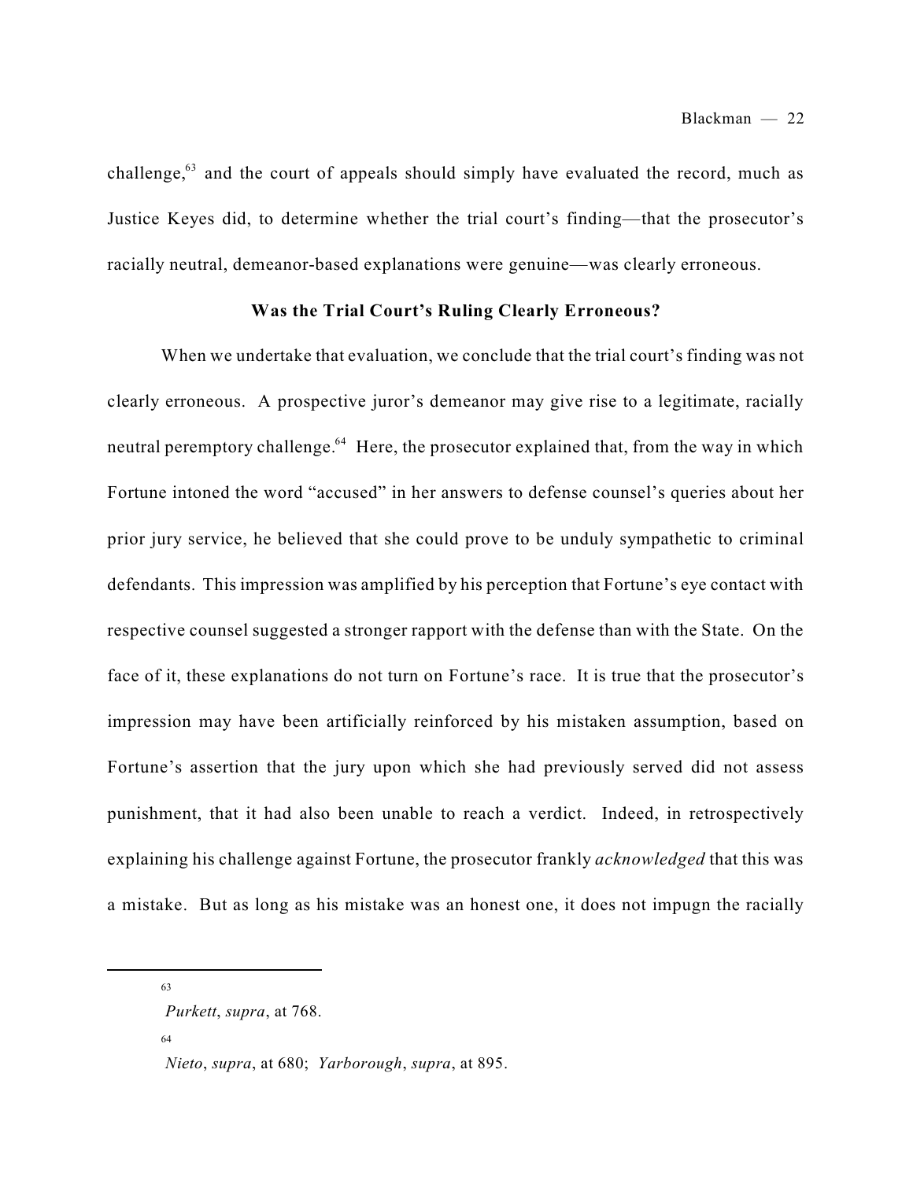challenge,[63] and the court of appeals should simply have evaluated the record, much as Justice Keyes did, to determine whether the trial court's finding—that the prosecutor's racially neutral, demeanor-based explanations were genuine—was clearly erroneous.

**Was the Trial Court's Ruling Clearly Erroneous?**

When we undertake that evaluation, we conclude that the trial court's finding was not clearly erroneous. A prospective juror's demeanor may give rise to a legitimate, racially neutral peremptory challenge.[64] Here, the prosecutor explained that, from the way in which Fortune intoned the word "accused" in her answers to defense counsel's queries about her prior jury service, he believed that she could prove to be unduly sympathetic to criminal defendants. This impression was amplified by his perception that Fortune's eye contact with respective counsel suggested a stronger rapport with the defense than with the State. On the face of it, these explanations do not turn on Fortune's race. It is true that the prosecutor's impression may have been artificially reinforced by his mistaken assumption, based on Fortune's assertion that the jury upon which she had previously served did not assess punishment, that it had also been unable to reach a verdict. Indeed, in retrospectively explaining his challenge against Fortune, the prosecutor frankly *acknowledged* that this was a mistake. But as long as his mistake was an honest one, it does not impugn the racially

---

[63] *Purkett*, *supra*, at 768.

[64] *Nieto*, *supra*, at 680; *Yarborough*, *supra*, at 895.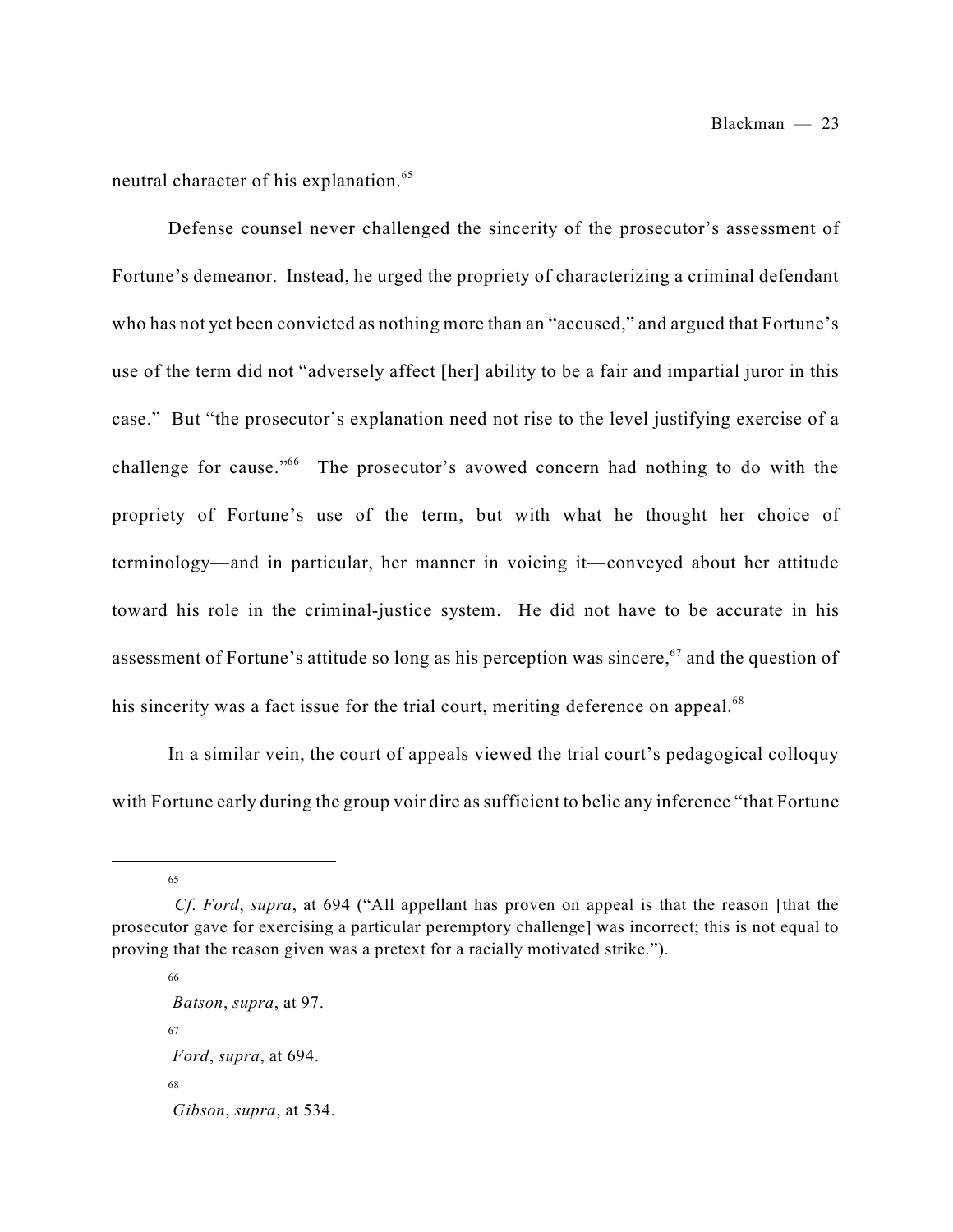neutral character of his explanation.[65]

Defense counsel never challenged the sincerity of the prosecutor's assessment of Fortune's demeanor. Instead, he urged the propriety of characterizing a criminal defendant who has not yet been convicted as nothing more than an "accused," and argued that Fortune's use of the term did not "adversely affect [her] ability to be a fair and impartial juror in this case." But "the prosecutor's explanation need not rise to the level justifying exercise of a challenge for cause."[66] The prosecutor's avowed concern had nothing to do with the propriety of Fortune's use of the term, but with what he thought her choice of terminology—and in particular, her manner in voicing it—conveyed about her attitude toward his role in the criminal-justice system. He did not have to be accurate in his assessment of Fortune's attitude so long as his perception was sincere,[67] and the question of his sincerity was a fact issue for the trial court, meriting deference on appeal.[68]

In a similar vein, the court of appeals viewed the trial court's pedagogical colloquy with Fortune early during the group voir dire as sufficient to belie any inference "that Fortune

---

[65] *Cf. Ford*, *supra*, at 694 ("All appellant has proven on appeal is that the reason [that the prosecutor gave for exercising a particular peremptory challenge] was incorrect; this is not equal to proving that the reason given was a pretext for a racially motivated strike.").

[66] *Batson*, *supra*, at 97.

[67] *Ford*, *supra*, at 694.

[68] *Gibson*, *supra*, at 534.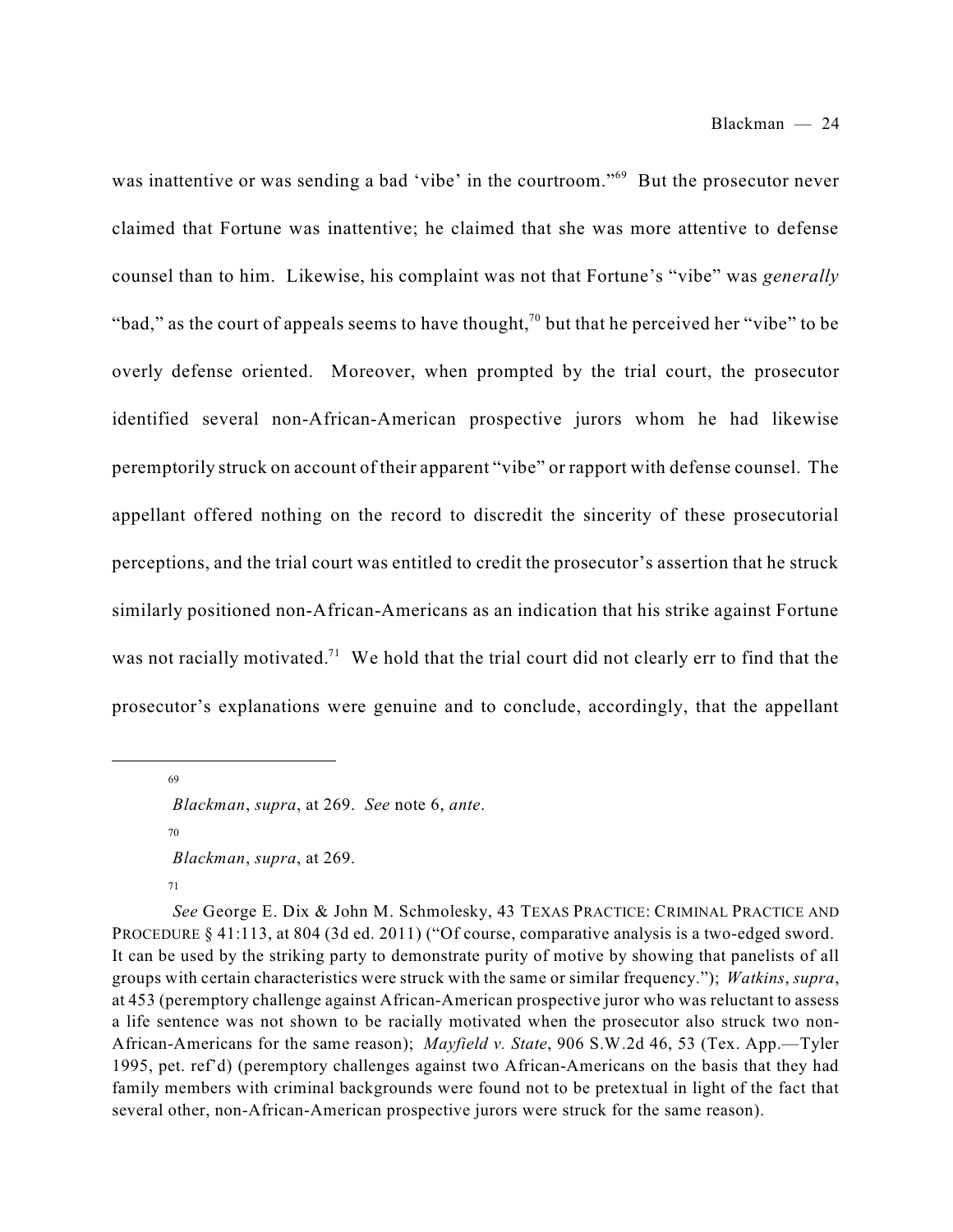was inattentive or was sending a bad 'vibe' in the courtroom."[69] But the prosecutor never claimed that Fortune was inattentive; he claimed that she was more attentive to defense counsel than to him. Likewise, his complaint was not that Fortune's "vibe" was *generally* "bad," as the court of appeals seems to have thought,[70] but that he perceived her "vibe" to be overly defense oriented. Moreover, when prompted by the trial court, the prosecutor identified several non-African-American prospective jurors whom he had likewise peremptorily struck on account of their apparent "vibe" or rapport with defense counsel. The appellant offered nothing on the record to discredit the sincerity of these prosecutorial perceptions, and the trial court was entitled to credit the prosecutor's assertion that he struck similarly positioned non-African-Americans as an indication that his strike against Fortune was not racially motivated.[71] We hold that the trial court did not clearly err to find that the prosecutor's explanations were genuine and to conclude, accordingly, that the appellant

---

[69] *Blackman*, *supra*, at 269. *See* note 6, *ante*.

[70] *Blackman*, *supra*, at 269.

[71] *See* George E. Dix & John M. Schmolesky, 43 TEXAS PRACTICE: CRIMINAL PRACTICE AND PROCEDURE § 41:113, at 804 (3d ed. 2011) ("Of course, comparative analysis is a two-edged sword. It can be used by the striking party to demonstrate purity of motive by showing that panelists of all groups with certain characteristics were struck with the same or similar frequency."); *Watkins*, *supra*, at 453 (peremptory challenge against African-American prospective juror who was reluctant to assess a life sentence was not shown to be racially motivated when the prosecutor also struck two non-African-Americans for the same reason); *Mayfield v. State*, 906 S.W.2d 46, 53 (Tex. App.—Tyler 1995, pet. ref'd) (peremptory challenges against two African-Americans on the basis that they had family members with criminal backgrounds were found not to be pretextual in light of the fact that several other, non-African-American prospective jurors were struck for the same reason).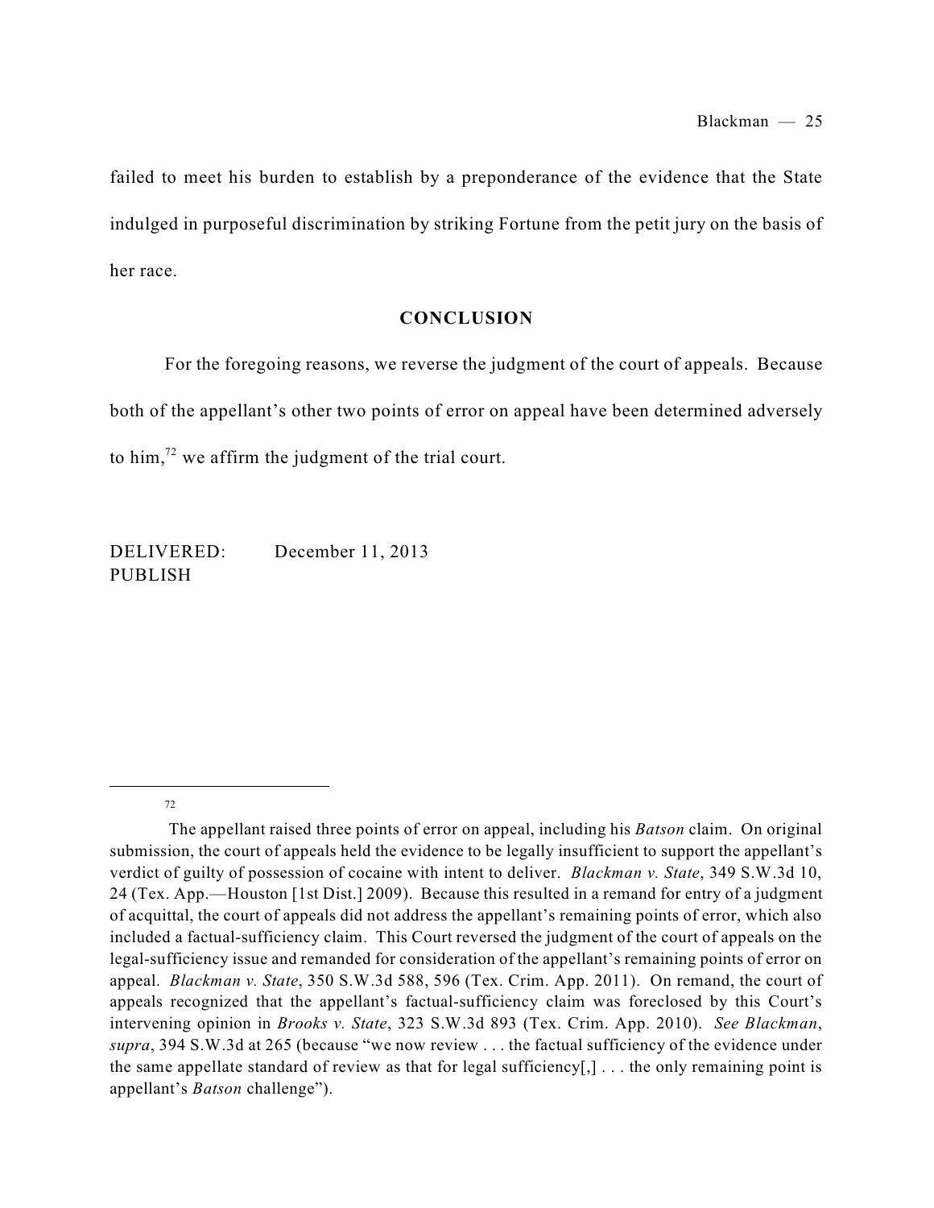failed to meet his burden to establish by a preponderance of the evidence that the State indulged in purposeful discrimination by striking Fortune from the petit jury on the basis of her race.

## CONCLUSION

For the foregoing reasons, we reverse the judgment of the court of appeals. Because both of the appellant's other two points of error on appeal have been determined adversely to him,[72] we affirm the judgment of the trial court.

DELIVERED: December 11, 2013
PUBLISH

---

[72] The appellant raised three points of error on appeal, including his *Batson* claim. On original submission, the court of appeals held the evidence to be legally insufficient to support the appellant's verdict of guilty of possession of cocaine with intent to deliver. *Blackman v. State*, 349 S.W.3d 10, 24 (Tex. App.—Houston [1st Dist.] 2009). Because this resulted in a remand for entry of a judgment of acquittal, the court of appeals did not address the appellant's remaining points of error, which also included a factual-sufficiency claim. This Court reversed the judgment of the court of appeals on the legal-sufficiency issue and remanded for consideration of the appellant's remaining points of error on appeal. *Blackman v. State*, 350 S.W.3d 588, 596 (Tex. Crim. App. 2011). On remand, the court of appeals recognized that the appellant's factual-sufficiency claim was foreclosed by this Court's intervening opinion in *Brooks v. State*, 323 S.W.3d 893 (Tex. Crim. App. 2010). *See Blackman*, *supra*, 394 S.W.3d at 265 (because "we now review . . . the factual sufficiency of the evidence under the same appellate standard of review as that for legal sufficiency[,] . . . the only remaining point is appellant's *Batson* challenge").